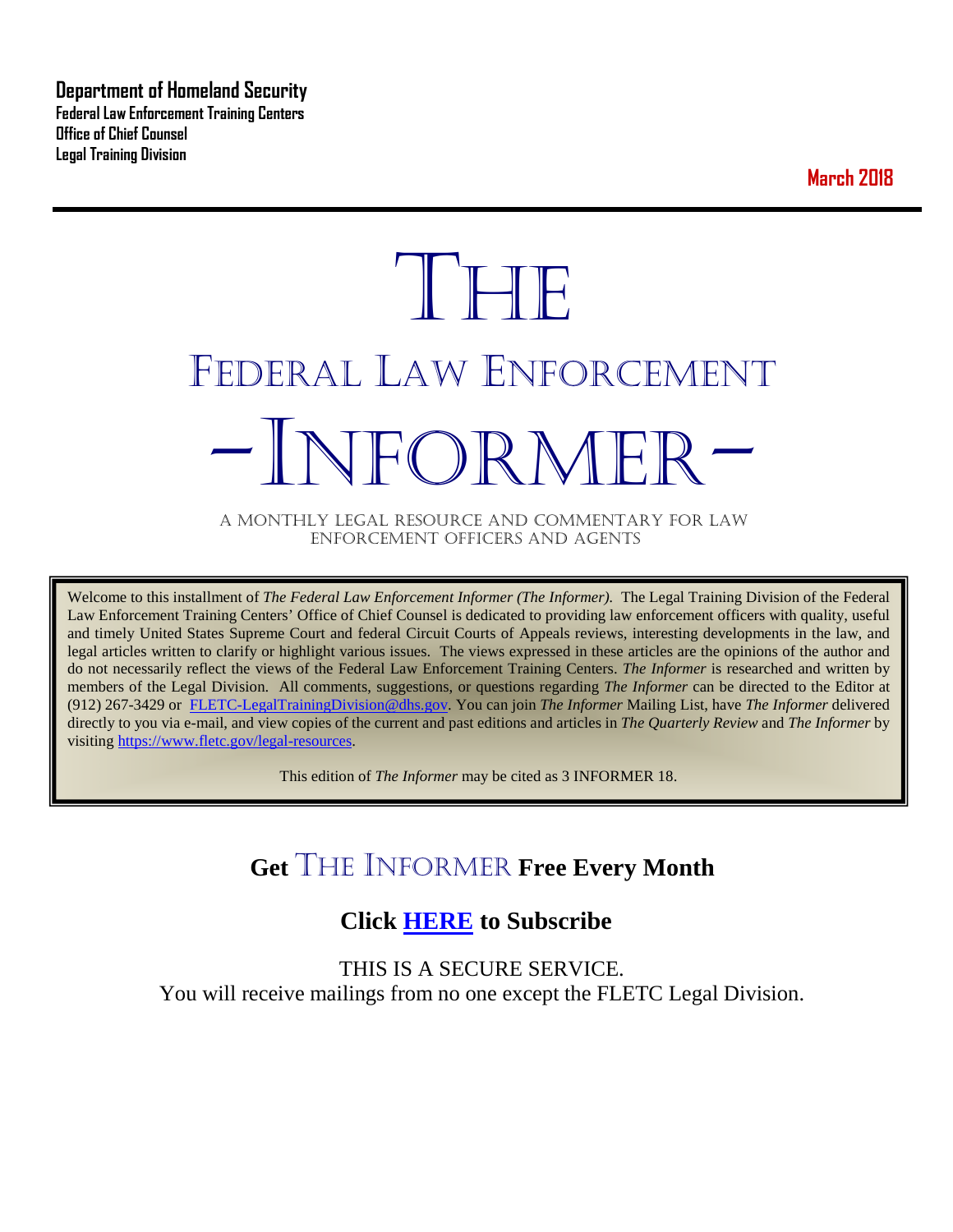**Department of Homeland Security**
**Federal Law Enforcement Training Centers**
**Office of Chief Counsel**
**Legal Training Division**

**March 2018**

# THE
# FEDERAL LAW ENFORCEMENT
# -INFORMER-

A MONTHLY LEGAL RESOURCE AND COMMENTARY FOR LAW ENFORCEMENT OFFICERS AND AGENTS

Welcome to this installment of *The Federal Law Enforcement Informer (The Informer).* The Legal Training Division of the Federal Law Enforcement Training Centers' Office of Chief Counsel is dedicated to providing law enforcement officers with quality, useful and timely United States Supreme Court and federal Circuit Courts of Appeals reviews, interesting developments in the law, and legal articles written to clarify or highlight various issues. The views expressed in these articles are the opinions of the author and do not necessarily reflect the views of the Federal Law Enforcement Training Centers. *The Informer* is researched and written by members of the Legal Division. All comments, suggestions, or questions regarding *The Informer* can be directed to the Editor at (912) 267-3429 or FLETC-LegalTrainingDivision@dhs.gov. You can join *The Informer* Mailing List, have *The Informer* delivered directly to you via e-mail, and view copies of the current and past editions and articles in *The Quarterly Review* and *The Informer* by visiting https://www.fletc.gov/legal-resources.

This edition of *The Informer* may be cited as 3 INFORMER 18.

## Get THE INFORMER Free Every Month

## Click HERE to Subscribe

THIS IS A SECURE SERVICE.
You will receive mailings from no one except the FLETC Legal Division.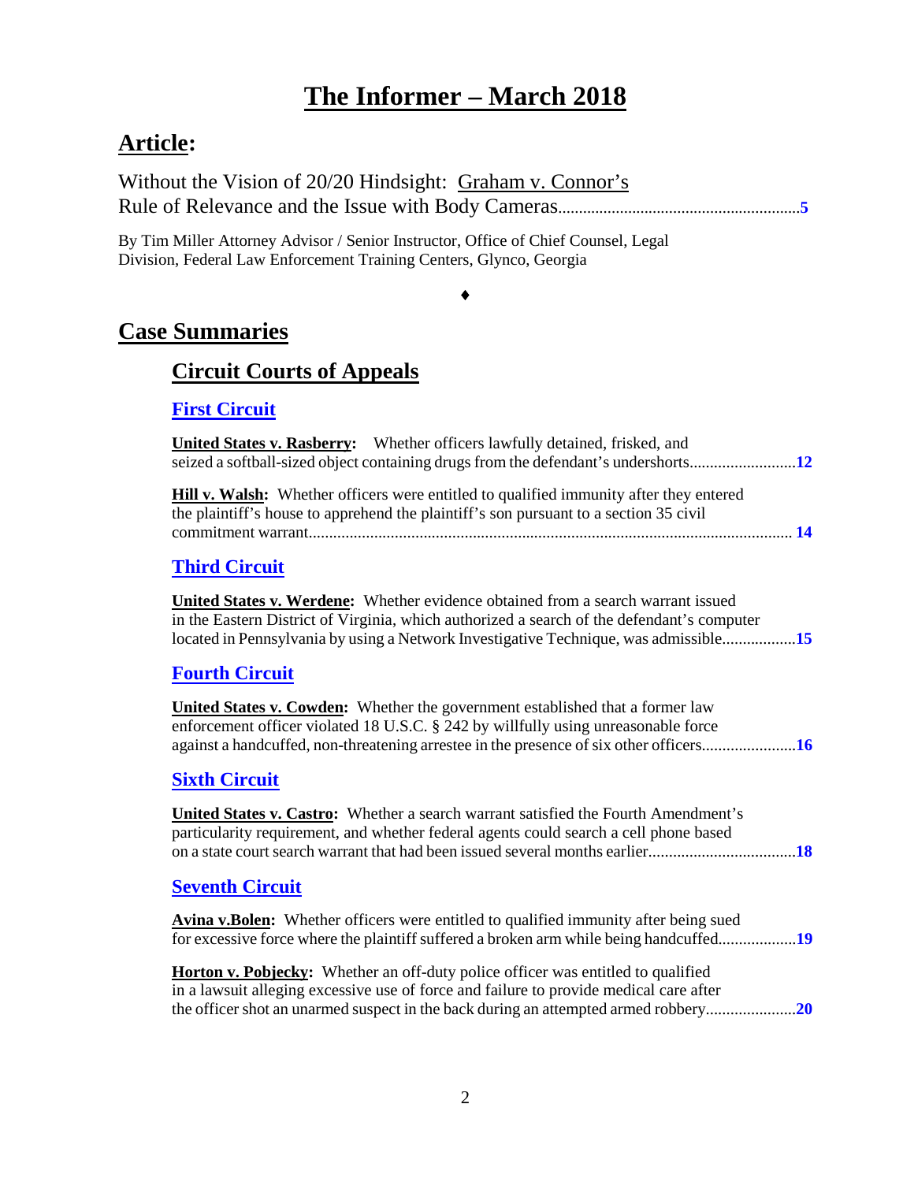# The Informer – March 2018

## Article:

Without the Vision of 20/20 Hindsight: Graham v. Connor's Rule of Relevance and the Issue with Body Cameras..........................................................5

By Tim Miller Attorney Advisor / Senior Instructor, Office of Chief Counsel, Legal Division, Federal Law Enforcement Training Centers, Glynco, Georgia

♦

## Case Summaries

### Circuit Courts of Appeals

#### First Circuit

**United States v. Rasberry:** Whether officers lawfully detained, frisked, and seized a softball-sized object containing drugs from the defendant's undershorts..........................**12**

**Hill v. Walsh:** Whether officers were entitled to qualified immunity after they entered the plaintiff's house to apprehend the plaintiff's son pursuant to a section 35 civil commitment warrant...................................................................................................................... **14**

#### Third Circuit

**United States v. Werdene:** Whether evidence obtained from a search warrant issued in the Eastern District of Virginia, which authorized a search of the defendant's computer located in Pennsylvania by using a Network Investigative Technique, was admissible..................**15**

#### Fourth Circuit

**United States v. Cowden:** Whether the government established that a former law enforcement officer violated 18 U.S.C. § 242 by willfully using unreasonable force against a handcuffed, non-threatening arrestee in the presence of six other officers.......................**16**

#### Sixth Circuit

**United States v. Castro:** Whether a search warrant satisfied the Fourth Amendment's particularity requirement, and whether federal agents could search a cell phone based on a state court search warrant that had been issued several months earlier...................................**18**

#### Seventh Circuit

**Avina v.Bolen:** Whether officers were entitled to qualified immunity after being sued for excessive force where the plaintiff suffered a broken arm while being handcuffed..................**19**

**Horton v. Pobjecky:** Whether an off-duty police officer was entitled to qualified in a lawsuit alleging excessive use of force and failure to provide medical care after the officer shot an unarmed suspect in the back during an attempted armed robbery.....................**20**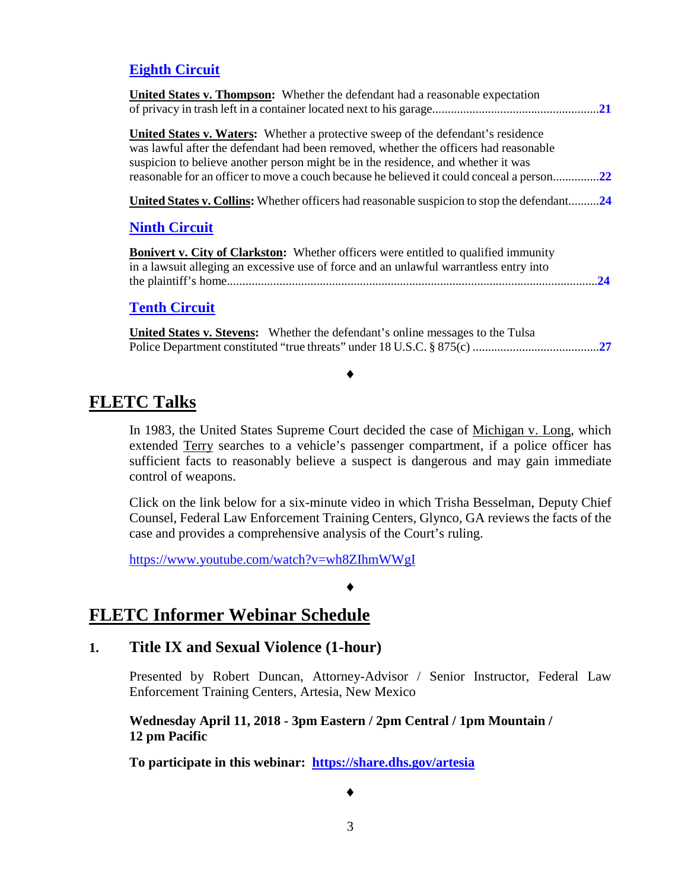## Eighth Circuit

**United States v. Thompson:** Whether the defendant had a reasonable expectation of privacy in trash left in a container located next to his garage......................................................**21**

**United States v. Waters:** Whether a protective sweep of the defendant's residence was lawful after the defendant had been removed, whether the officers had reasonable suspicion to believe another person might be in the residence, and whether it was reasonable for an officer to move a couch because he believed it could conceal a person...............**22**

**United States v. Collins:** Whether officers had reasonable suspicion to stop the defendant..........**24**

## Ninth Circuit

**Bonivert v. City of Clarkston:** Whether officers were entitled to qualified immunity in a lawsuit alleging an excessive use of force and an unlawful warrantless entry into the plaintiff's home........................................................................................................................**24**

## Tenth Circuit

**United States v. Stevens:** Whether the defendant's online messages to the Tulsa Police Department constituted "true threats" under 18 U.S.C. § 875(c) .........................................**27**

♦

# FLETC Talks

In 1983, the United States Supreme Court decided the case of Michigan v. Long, which extended Terry searches to a vehicle's passenger compartment, if a police officer has sufficient facts to reasonably believe a suspect is dangerous and may gain immediate control of weapons.

Click on the link below for a six-minute video in which Trisha Besselman, Deputy Chief Counsel, Federal Law Enforcement Training Centers, Glynco, GA reviews the facts of the case and provides a comprehensive analysis of the Court's ruling.

https://www.youtube.com/watch?v=wh8ZIhmWWgI

♦

# FLETC Informer Webinar Schedule

## 1. Title IX and Sexual Violence (1-hour)

Presented by Robert Duncan, Attorney-Advisor / Senior Instructor, Federal Law Enforcement Training Centers, Artesia, New Mexico

**Wednesday April 11, 2018 - 3pm Eastern / 2pm Central / 1pm Mountain / 12 pm Pacific**

**To participate in this webinar: https://share.dhs.gov/artesia**

♦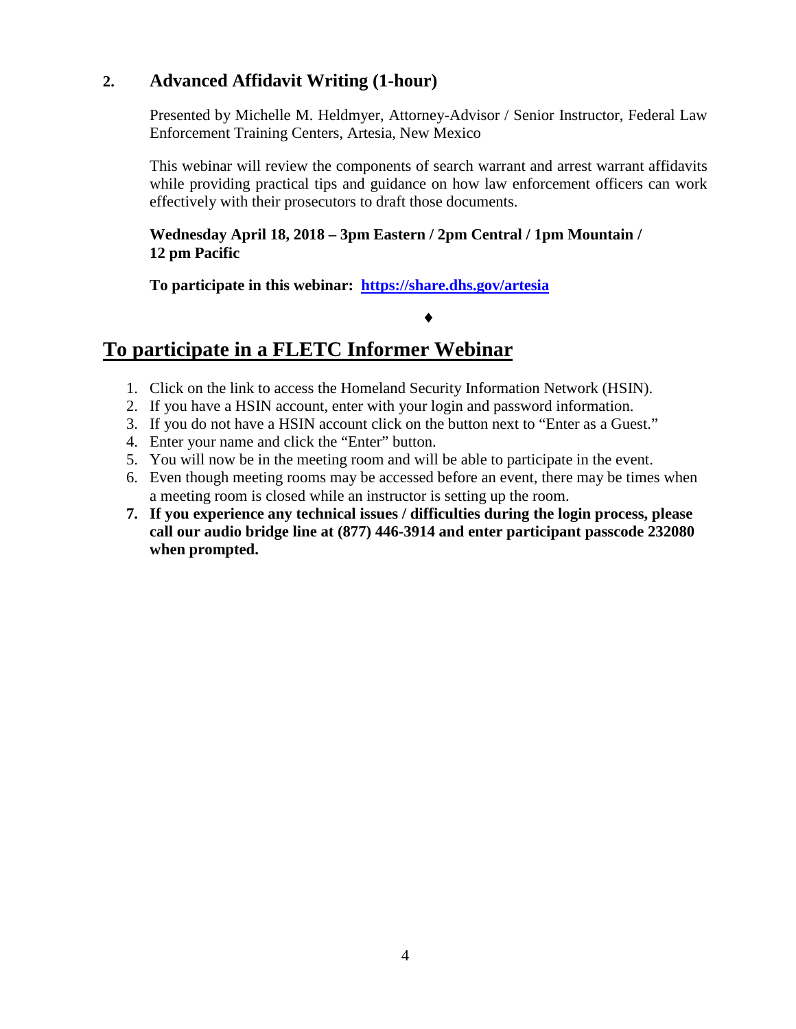## 2. Advanced Affidavit Writing (1-hour)

Presented by Michelle M. Heldmyer, Attorney-Advisor / Senior Instructor, Federal Law Enforcement Training Centers, Artesia, New Mexico

This webinar will review the components of search warrant and arrest warrant affidavits while providing practical tips and guidance on how law enforcement officers can work effectively with their prosecutors to draft those documents.

**Wednesday April 18, 2018 – 3pm Eastern / 2pm Central / 1pm Mountain / 12 pm Pacific**

**To participate in this webinar: [https://share.dhs.gov/artesia](https://share.dhs.gov/artesia)**

♦

# To participate in a FLETC Informer Webinar

1. Click on the link to access the Homeland Security Information Network (HSIN).
2. If you have a HSIN account, enter with your login and password information.
3. If you do not have a HSIN account click on the button next to "Enter as a Guest."
4. Enter your name and click the "Enter" button.
5. You will now be in the meeting room and will be able to participate in the event.
6. Even though meeting rooms may be accessed before an event, there may be times when a meeting room is closed while an instructor is setting up the room.
7. **If you experience any technical issues / difficulties during the login process, please call our audio bridge line at (877) 446-3914 and enter participant passcode 232080 when prompted.**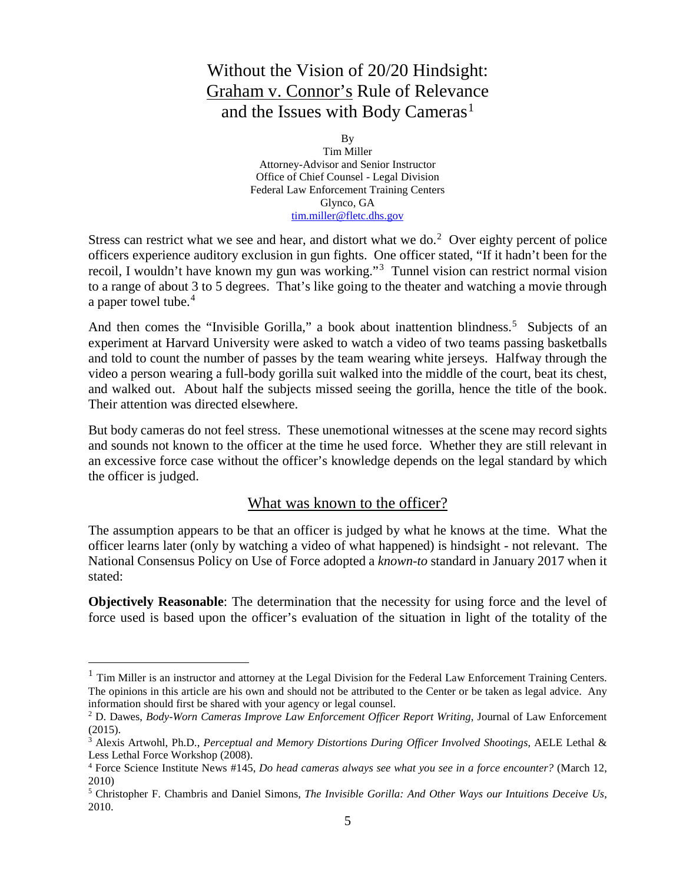# Without the Vision of 20/20 Hindsight: Graham v. Connor's Rule of Relevance and the Issues with Body Cameras[1]

By
Tim Miller
Attorney-Advisor and Senior Instructor
Office of Chief Counsel - Legal Division
Federal Law Enforcement Training Centers
Glynco, GA
tim.miller@fletc.dhs.gov

Stress can restrict what we see and hear, and distort what we do.[2] Over eighty percent of police officers experience auditory exclusion in gun fights. One officer stated, "If it hadn't been for the recoil, I wouldn't have known my gun was working."[3] Tunnel vision can restrict normal vision to a range of about 3 to 5 degrees. That's like going to the theater and watching a movie through a paper towel tube.[4]

And then comes the "Invisible Gorilla," a book about inattention blindness.[5] Subjects of an experiment at Harvard University were asked to watch a video of two teams passing basketballs and told to count the number of passes by the team wearing white jerseys. Halfway through the video a person wearing a full-body gorilla suit walked into the middle of the court, beat its chest, and walked out. About half the subjects missed seeing the gorilla, hence the title of the book. Their attention was directed elsewhere.

But body cameras do not feel stress. These unemotional witnesses at the scene may record sights and sounds not known to the officer at the time he used force. Whether they are still relevant in an excessive force case without the officer's knowledge depends on the legal standard by which the officer is judged.

## What was known to the officer?

The assumption appears to be that an officer is judged by what he knows at the time. What the officer learns later (only by watching a video of what happened) is hindsight - not relevant. The National Consensus Policy on Use of Force adopted a *known-to* standard in January 2017 when it stated:

**Objectively Reasonable**: The determination that the necessity for using force and the level of force used is based upon the officer's evaluation of the situation in light of the totality of the

---

[1] Tim Miller is an instructor and attorney at the Legal Division for the Federal Law Enforcement Training Centers. The opinions in this article are his own and should not be attributed to the Center or be taken as legal advice. Any information should first be shared with your agency or legal counsel.

[2] D. Dawes, *Body-Worn Cameras Improve Law Enforcement Officer Report Writing*, Journal of Law Enforcement (2015).

[3] Alexis Artwohl, Ph.D., *Perceptual and Memory Distortions During Officer Involved Shootings*, AELE Lethal & Less Lethal Force Workshop (2008).

[4] Force Science Institute News #145, *Do head cameras always see what you see in a force encounter?* (March 12, 2010)

[5] Christopher F. Chambris and Daniel Simons, *The Invisible Gorilla: And Other Ways our Intuitions Deceive Us*, 2010.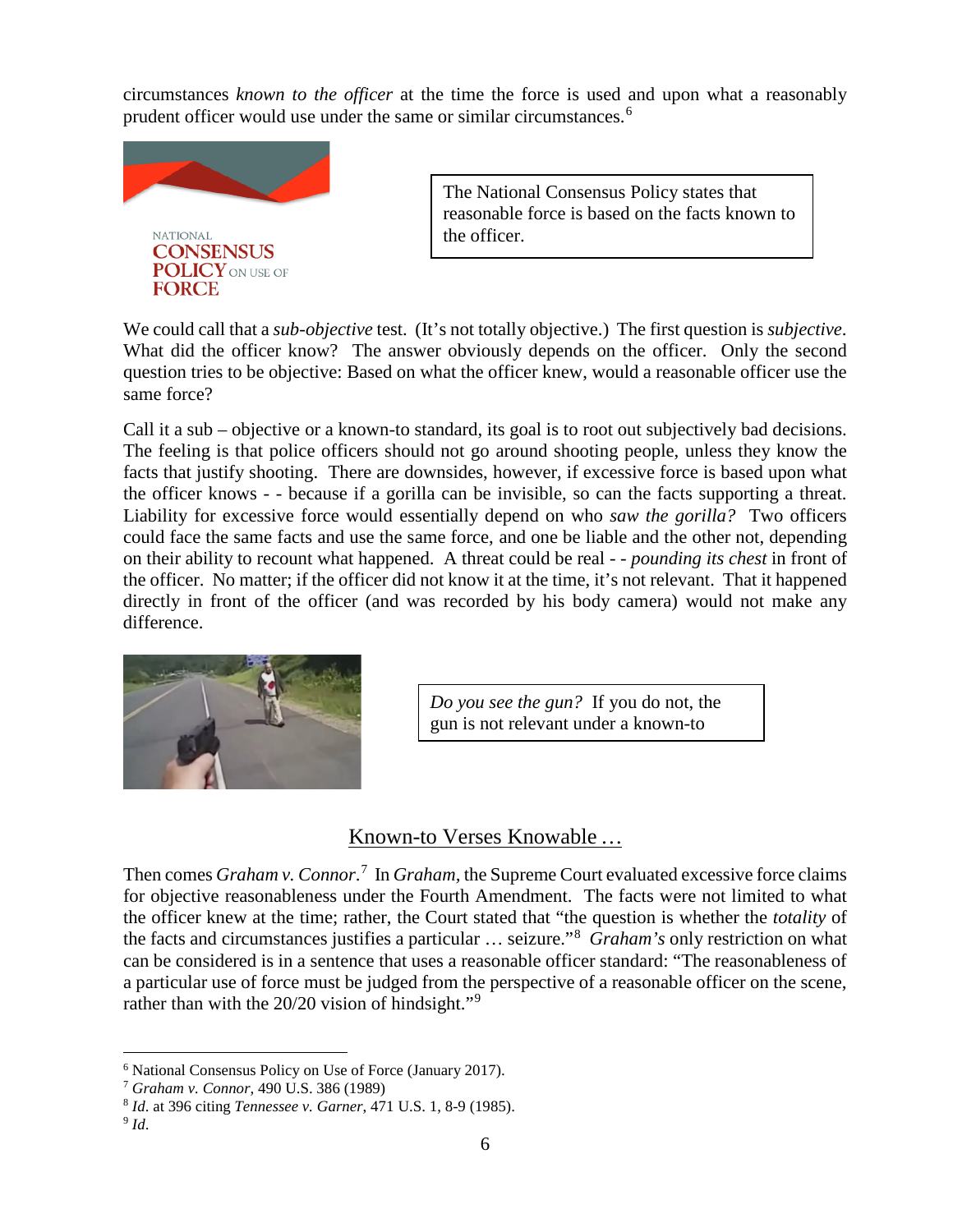circumstances *known to the officer* at the time the force is used and upon what a reasonably prudent officer would use under the same or similar circumstances.[6]

NATIONAL CONSENSUS POLICY ON USE OF FORCE

The National Consensus Policy states that reasonable force is based on the facts known to the officer.

We could call that a *sub-objective* test. (It's not totally objective.) The first question is *subjective*. What did the officer know? The answer obviously depends on the officer. Only the second question tries to be objective: Based on what the officer knew, would a reasonable officer use the same force?

Call it a sub – objective or a known-to standard, its goal is to root out subjectively bad decisions. The feeling is that police officers should not go around shooting people, unless they know the facts that justify shooting. There are downsides, however, if excessive force is based upon what the officer knows - - because if a gorilla can be invisible, so can the facts supporting a threat. Liability for excessive force would essentially depend on who *saw the gorilla?* Two officers could face the same facts and use the same force, and one be liable and the other not, depending on their ability to recount what happened. A threat could be real - - *pounding its chest* in front of the officer. No matter; if the officer did not know it at the time, it's not relevant. That it happened directly in front of the officer (and was recorded by his body camera) would not make any difference.

*Do you see the gun?* If you do not, the gun is not relevant under a known-to

## Known-to Verses Knowable …

Then comes *Graham v. Connor*.[7] In *Graham*, the Supreme Court evaluated excessive force claims for objective reasonableness under the Fourth Amendment. The facts were not limited to what the officer knew at the time; rather, the Court stated that "the question is whether the *totality* of the facts and circumstances justifies a particular … seizure."[8] *Graham's* only restriction on what can be considered is in a sentence that uses a reasonable officer standard: "The reasonableness of a particular use of force must be judged from the perspective of a reasonable officer on the scene, rather than with the 20/20 vision of hindsight."[9]

---

[6] National Consensus Policy on Use of Force (January 2017).
[7] *Graham v. Connor*, 490 U.S. 386 (1989)
[8] *Id*. at 396 citing *Tennessee v. Garner*, 471 U.S. 1, 8-9 (1985).
[9] *Id*.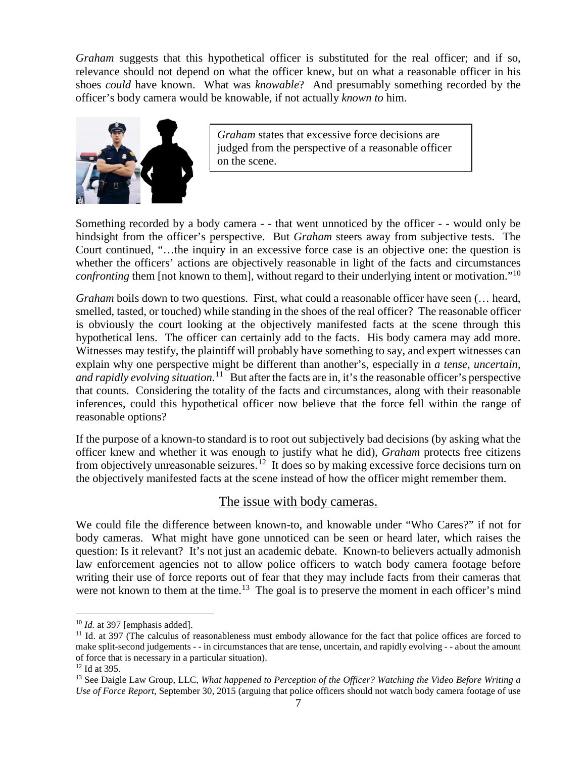*Graham* suggests that this hypothetical officer is substituted for the real officer; and if so, relevance should not depend on what the officer knew, but on what a reasonable officer in his shoes *could* have known. What was *knowable*? And presumably something recorded by the officer's body camera would be knowable, if not actually *known to* him.

*Graham* states that excessive force decisions are judged from the perspective of a reasonable officer on the scene.

Something recorded by a body camera - - that went unnoticed by the officer - - would only be hindsight from the officer's perspective. But *Graham* steers away from subjective tests. The Court continued, "…the inquiry in an excessive force case is an objective one: the question is whether the officers' actions are objectively reasonable in light of the facts and circumstances *confronting* them [not known to them], without regard to their underlying intent or motivation."[10]

*Graham* boils down to two questions. First, what could a reasonable officer have seen (… heard, smelled, tasted, or touched) while standing in the shoes of the real officer? The reasonable officer is obviously the court looking at the objectively manifested facts at the scene through this hypothetical lens. The officer can certainly add to the facts. His body camera may add more. Witnesses may testify, the plaintiff will probably have something to say, and expert witnesses can explain why one perspective might be different than another's, especially in *a tense, uncertain, and rapidly evolving situation.*[11] But after the facts are in, it's the reasonable officer's perspective that counts. Considering the totality of the facts and circumstances, along with their reasonable inferences, could this hypothetical officer now believe that the force fell within the range of reasonable options?

If the purpose of a known-to standard is to root out subjectively bad decisions (by asking what the officer knew and whether it was enough to justify what he did), *Graham* protects free citizens from objectively unreasonable seizures.[12] It does so by making excessive force decisions turn on the objectively manifested facts at the scene instead of how the officer might remember them.

## The issue with body cameras.

We could file the difference between known-to, and knowable under "Who Cares?" if not for body cameras. What might have gone unnoticed can be seen or heard later, which raises the question: Is it relevant? It's not just an academic debate. Known-to believers actually admonish law enforcement agencies not to allow police officers to watch body camera footage before writing their use of force reports out of fear that they may include facts from their cameras that were not known to them at the time.[13] The goal is to preserve the moment in each officer's mind

---

[10] *Id.* at 397 [emphasis added].

[11] Id. at 397 (The calculus of reasonableness must embody allowance for the fact that police offices are forced to make split-second judgements - - in circumstances that are tense, uncertain, and rapidly evolving - - about the amount of force that is necessary in a particular situation).

[12] Id at 395.

[13] See Daigle Law Group, LLC, *What happened to Perception of the Officer? Watching the Video Before Writing a Use of Force Report*, September 30, 2015 (arguing that police officers should not watch body camera footage of use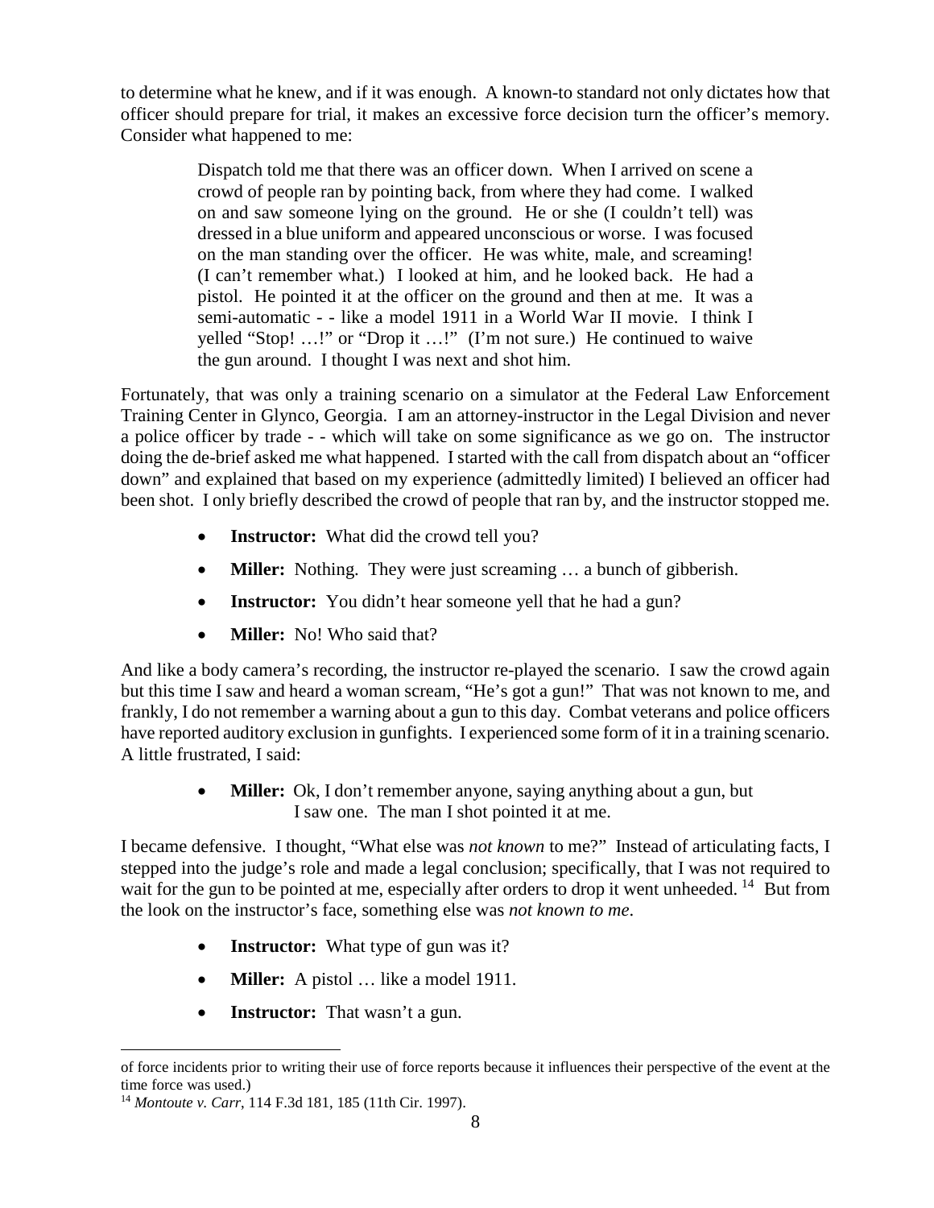to determine what he knew, and if it was enough. A known-to standard not only dictates how that officer should prepare for trial, it makes an excessive force decision turn the officer's memory. Consider what happened to me:

> Dispatch told me that there was an officer down. When I arrived on scene a crowd of people ran by pointing back, from where they had come. I walked on and saw someone lying on the ground. He or she (I couldn't tell) was dressed in a blue uniform and appeared unconscious or worse. I was focused on the man standing over the officer. He was white, male, and screaming! (I can't remember what.) I looked at him, and he looked back. He had a pistol. He pointed it at the officer on the ground and then at me. It was a semi-automatic - - like a model 1911 in a World War II movie. I think I yelled "Stop! …!" or "Drop it …!" (I'm not sure.) He continued to waive the gun around. I thought I was next and shot him.

Fortunately, that was only a training scenario on a simulator at the Federal Law Enforcement Training Center in Glynco, Georgia. I am an attorney-instructor in the Legal Division and never a police officer by trade - - which will take on some significance as we go on. The instructor doing the de-brief asked me what happened. I started with the call from dispatch about an "officer down" and explained that based on my experience (admittedly limited) I believed an officer had been shot. I only briefly described the crowd of people that ran by, and the instructor stopped me.

- **Instructor:** What did the crowd tell you?
- **Miller:** Nothing. They were just screaming … a bunch of gibberish.
- **Instructor:** You didn't hear someone yell that he had a gun?
- **Miller:** No! Who said that?

And like a body camera's recording, the instructor re-played the scenario. I saw the crowd again but this time I saw and heard a woman scream, "He's got a gun!" That was not known to me, and frankly, I do not remember a warning about a gun to this day. Combat veterans and police officers have reported auditory exclusion in gunfights. I experienced some form of it in a training scenario. A little frustrated, I said:

- **Miller:** Ok, I don't remember anyone, saying anything about a gun, but I saw one. The man I shot pointed it at me.

I became defensive. I thought, "What else was *not known* to me?" Instead of articulating facts, I stepped into the judge's role and made a legal conclusion; specifically, that I was not required to wait for the gun to be pointed at me, especially after orders to drop it went unheeded.[14] But from the look on the instructor's face, something else was *not known to me*.

- **Instructor:** What type of gun was it?
- **Miller:** A pistol … like a model 1911.
- **Instructor:** That wasn't a gun.

---

of force incidents prior to writing their use of force reports because it influences their perspective of the event at the time force was used.)

[14] *Montoute v. Carr*, 114 F.3d 181, 185 (11th Cir. 1997).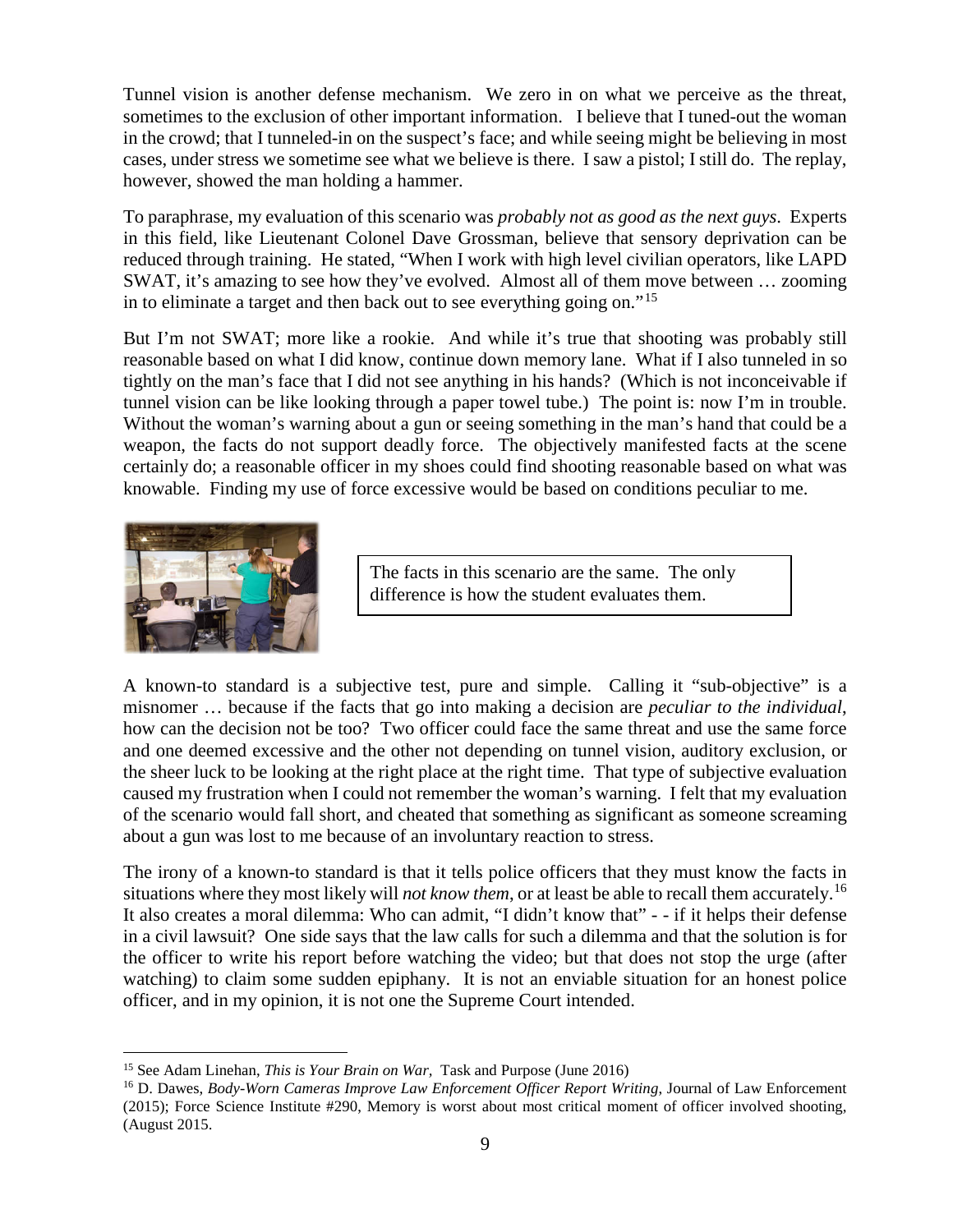Tunnel vision is another defense mechanism. We zero in on what we perceive as the threat, sometimes to the exclusion of other important information. I believe that I tuned-out the woman in the crowd; that I tunneled-in on the suspect's face; and while seeing might be believing in most cases, under stress we sometime see what we believe is there. I saw a pistol; I still do. The replay, however, showed the man holding a hammer.

To paraphrase, my evaluation of this scenario was *probably not as good as the next guys*. Experts in this field, like Lieutenant Colonel Dave Grossman, believe that sensory deprivation can be reduced through training. He stated, "When I work with high level civilian operators, like LAPD SWAT, it's amazing to see how they've evolved. Almost all of them move between … zooming in to eliminate a target and then back out to see everything going on."[15]

But I'm not SWAT; more like a rookie. And while it's true that shooting was probably still reasonable based on what I did know, continue down memory lane. What if I also tunneled in so tightly on the man's face that I did not see anything in his hands? (Which is not inconceivable if tunnel vision can be like looking through a paper towel tube.) The point is: now I'm in trouble. Without the woman's warning about a gun or seeing something in the man's hand that could be a weapon, the facts do not support deadly force. The objectively manifested facts at the scene certainly do; a reasonable officer in my shoes could find shooting reasonable based on what was knowable. Finding my use of force excessive would be based on conditions peculiar to me.

The facts in this scenario are the same. The only difference is how the student evaluates them.

A known-to standard is a subjective test, pure and simple. Calling it "sub-objective" is a misnomer … because if the facts that go into making a decision are *peculiar to the individual*, how can the decision not be too? Two officer could face the same threat and use the same force and one deemed excessive and the other not depending on tunnel vision, auditory exclusion, or the sheer luck to be looking at the right place at the right time. That type of subjective evaluation caused my frustration when I could not remember the woman's warning. I felt that my evaluation of the scenario would fall short, and cheated that something as significant as someone screaming about a gun was lost to me because of an involuntary reaction to stress.

The irony of a known-to standard is that it tells police officers that they must know the facts in situations where they most likely will *not know them*, or at least be able to recall them accurately.[16] It also creates a moral dilemma: Who can admit, "I didn't know that" - - if it helps their defense in a civil lawsuit? One side says that the law calls for such a dilemma and that the solution is for the officer to write his report before watching the video; but that does not stop the urge (after watching) to claim some sudden epiphany. It is not an enviable situation for an honest police officer, and in my opinion, it is not one the Supreme Court intended.

---

[15] See Adam Linehan, *This is Your Brain on War,* Task and Purpose (June 2016)

[16] D. Dawes, *Body-Worn Cameras Improve Law Enforcement Officer Report Writing*, Journal of Law Enforcement (2015); Force Science Institute #290, Memory is worst about most critical moment of officer involved shooting, (August 2015.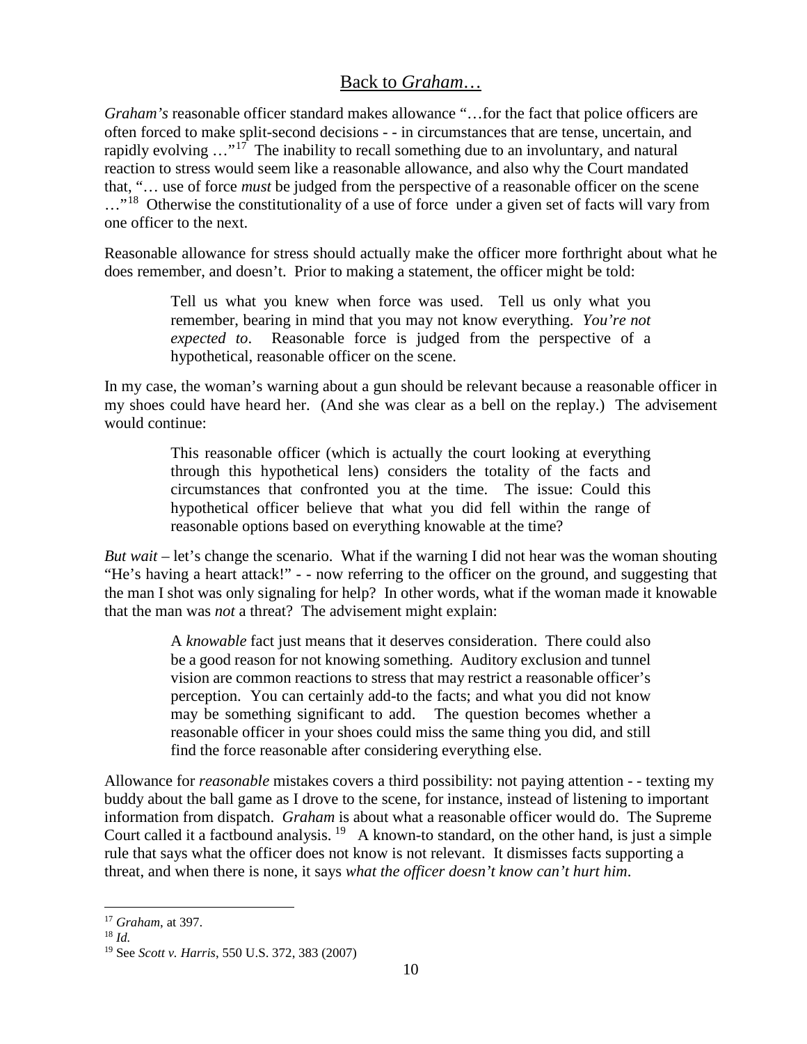## Back to *Graham*…

*Graham's* reasonable officer standard makes allowance "…for the fact that police officers are often forced to make split-second decisions - - in circumstances that are tense, uncertain, and rapidly evolving …"[17] The inability to recall something due to an involuntary, and natural reaction to stress would seem like a reasonable allowance, and also why the Court mandated that, "… use of force *must* be judged from the perspective of a reasonable officer on the scene …"[18] Otherwise the constitutionality of a use of force under a given set of facts will vary from one officer to the next.

Reasonable allowance for stress should actually make the officer more forthright about what he does remember, and doesn't. Prior to making a statement, the officer might be told:

> Tell us what you knew when force was used. Tell us only what you remember, bearing in mind that you may not know everything. *You're not expected to*. Reasonable force is judged from the perspective of a hypothetical, reasonable officer on the scene.

In my case, the woman's warning about a gun should be relevant because a reasonable officer in my shoes could have heard her. (And she was clear as a bell on the replay.) The advisement would continue:

> This reasonable officer (which is actually the court looking at everything through this hypothetical lens) considers the totality of the facts and circumstances that confronted you at the time. The issue: Could this hypothetical officer believe that what you did fell within the range of reasonable options based on everything knowable at the time?

*But wait* – let's change the scenario. What if the warning I did not hear was the woman shouting "He's having a heart attack!" - - now referring to the officer on the ground, and suggesting that the man I shot was only signaling for help? In other words, what if the woman made it knowable that the man was *not* a threat? The advisement might explain:

> A *knowable* fact just means that it deserves consideration. There could also be a good reason for not knowing something. Auditory exclusion and tunnel vision are common reactions to stress that may restrict a reasonable officer's perception. You can certainly add-to the facts; and what you did not know may be something significant to add. The question becomes whether a reasonable officer in your shoes could miss the same thing you did, and still find the force reasonable after considering everything else.

Allowance for *reasonable* mistakes covers a third possibility: not paying attention - - texting my buddy about the ball game as I drove to the scene, for instance, instead of listening to important information from dispatch. *Graham* is about what a reasonable officer would do. The Supreme Court called it a factbound analysis.[19] A known-to standard, on the other hand, is just a simple rule that says what the officer does not know is not relevant. It dismisses facts supporting a threat, and when there is none, it says *what the officer doesn't know can't hurt him*.

---

[17] *Graham*, at 397.

[18] *Id.*

[19] See *Scott v. Harris*, 550 U.S. 372, 383 (2007)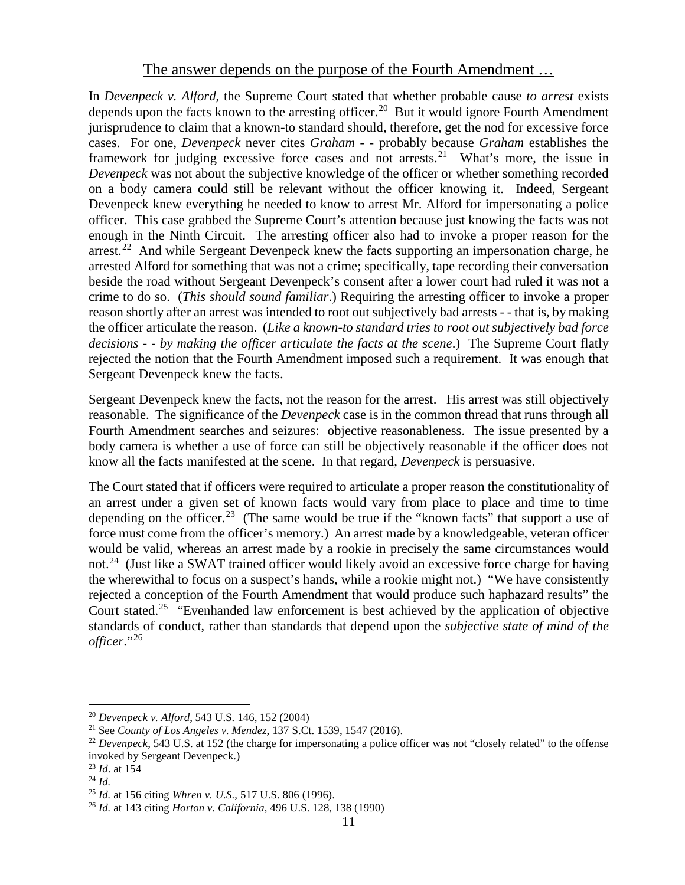## The answer depends on the purpose of the Fourth Amendment …

In *Devenpeck v. Alford*, the Supreme Court stated that whether probable cause *to arrest* exists depends upon the facts known to the arresting officer.[20] But it would ignore Fourth Amendment jurisprudence to claim that a known-to standard should, therefore, get the nod for excessive force cases. For one, *Devenpeck* never cites *Graham* - - probably because *Graham* establishes the framework for judging excessive force cases and not arrests.[21] What's more, the issue in *Devenpeck* was not about the subjective knowledge of the officer or whether something recorded on a body camera could still be relevant without the officer knowing it. Indeed, Sergeant Devenpeck knew everything he needed to know to arrest Mr. Alford for impersonating a police officer. This case grabbed the Supreme Court's attention because just knowing the facts was not enough in the Ninth Circuit. The arresting officer also had to invoke a proper reason for the arrest.[22] And while Sergeant Devenpeck knew the facts supporting an impersonation charge, he arrested Alford for something that was not a crime; specifically, tape recording their conversation beside the road without Sergeant Devenpeck's consent after a lower court had ruled it was not a crime to do so. (*This should sound familiar*.) Requiring the arresting officer to invoke a proper reason shortly after an arrest was intended to root out subjectively bad arrests - - that is, by making the officer articulate the reason. (*Like a known-to standard tries to root out subjectively bad force decisions - - by making the officer articulate the facts at the scene*.) The Supreme Court flatly rejected the notion that the Fourth Amendment imposed such a requirement. It was enough that Sergeant Devenpeck knew the facts.

Sergeant Devenpeck knew the facts, not the reason for the arrest. His arrest was still objectively reasonable. The significance of the *Devenpeck* case is in the common thread that runs through all Fourth Amendment searches and seizures: objective reasonableness. The issue presented by a body camera is whether a use of force can still be objectively reasonable if the officer does not know all the facts manifested at the scene. In that regard, *Devenpeck* is persuasive.

The Court stated that if officers were required to articulate a proper reason the constitutionality of an arrest under a given set of known facts would vary from place to place and time to time depending on the officer.[23] (The same would be true if the "known facts" that support a use of force must come from the officer's memory.) An arrest made by a knowledgeable, veteran officer would be valid, whereas an arrest made by a rookie in precisely the same circumstances would not.[24] (Just like a SWAT trained officer would likely avoid an excessive force charge for having the wherewithal to focus on a suspect's hands, while a rookie might not.) "We have consistently rejected a conception of the Fourth Amendment that would produce such haphazard results" the Court stated.[25] "Evenhanded law enforcement is best achieved by the application of objective standards of conduct, rather than standards that depend upon the *subjective state of mind of the officer*."[26]

---

[20] *Devenpeck v. Alford*, 543 U.S. 146, 152 (2004)

[21] See *County of Los Angeles v. Mendez*, 137 S.Ct. 1539, 1547 (2016).

[22] *Devenpeck*, 543 U.S. at 152 (the charge for impersonating a police officer was not "closely related" to the offense invoked by Sergeant Devenpeck.)

[23] *Id*. at 154

[24] *Id.*

[25] *Id.* at 156 citing *Whren v. U.S*., 517 U.S. 806 (1996).

[26] *Id.* at 143 citing *Horton v. California*, 496 U.S. 128, 138 (1990)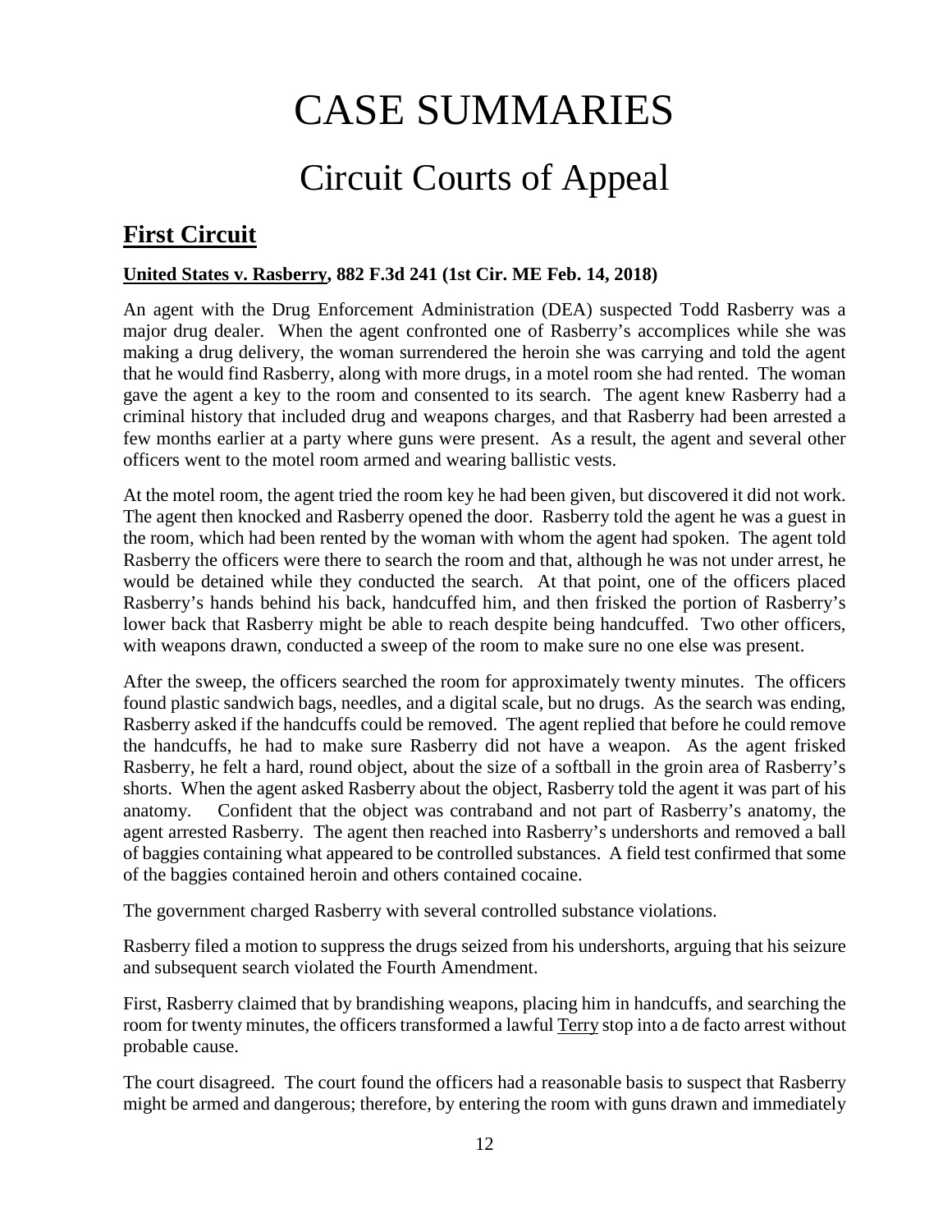# CASE SUMMARIES

## Circuit Courts of Appeal

### First Circuit

**United States v. Rasberry, 882 F.3d 241 (1st Cir. ME Feb. 14, 2018)**

An agent with the Drug Enforcement Administration (DEA) suspected Todd Rasberry was a major drug dealer. When the agent confronted one of Rasberry's accomplices while she was making a drug delivery, the woman surrendered the heroin she was carrying and told the agent that he would find Rasberry, along with more drugs, in a motel room she had rented. The woman gave the agent a key to the room and consented to its search. The agent knew Rasberry had a criminal history that included drug and weapons charges, and that Rasberry had been arrested a few months earlier at a party where guns were present. As a result, the agent and several other officers went to the motel room armed and wearing ballistic vests.

At the motel room, the agent tried the room key he had been given, but discovered it did not work. The agent then knocked and Rasberry opened the door. Rasberry told the agent he was a guest in the room, which had been rented by the woman with whom the agent had spoken. The agent told Rasberry the officers were there to search the room and that, although he was not under arrest, he would be detained while they conducted the search. At that point, one of the officers placed Rasberry's hands behind his back, handcuffed him, and then frisked the portion of Rasberry's lower back that Rasberry might be able to reach despite being handcuffed. Two other officers, with weapons drawn, conducted a sweep of the room to make sure no one else was present.

After the sweep, the officers searched the room for approximately twenty minutes. The officers found plastic sandwich bags, needles, and a digital scale, but no drugs. As the search was ending, Rasberry asked if the handcuffs could be removed. The agent replied that before he could remove the handcuffs, he had to make sure Rasberry did not have a weapon. As the agent frisked Rasberry, he felt a hard, round object, about the size of a softball in the groin area of Rasberry's shorts. When the agent asked Rasberry about the object, Rasberry told the agent it was part of his anatomy. Confident that the object was contraband and not part of Rasberry's anatomy, the agent arrested Rasberry. The agent then reached into Rasberry's undershorts and removed a ball of baggies containing what appeared to be controlled substances. A field test confirmed that some of the baggies contained heroin and others contained cocaine.

The government charged Rasberry with several controlled substance violations.

Rasberry filed a motion to suppress the drugs seized from his undershorts, arguing that his seizure and subsequent search violated the Fourth Amendment.

First, Rasberry claimed that by brandishing weapons, placing him in handcuffs, and searching the room for twenty minutes, the officers transformed a lawful Terry stop into a de facto arrest without probable cause.

The court disagreed. The court found the officers had a reasonable basis to suspect that Rasberry might be armed and dangerous; therefore, by entering the room with guns drawn and immediately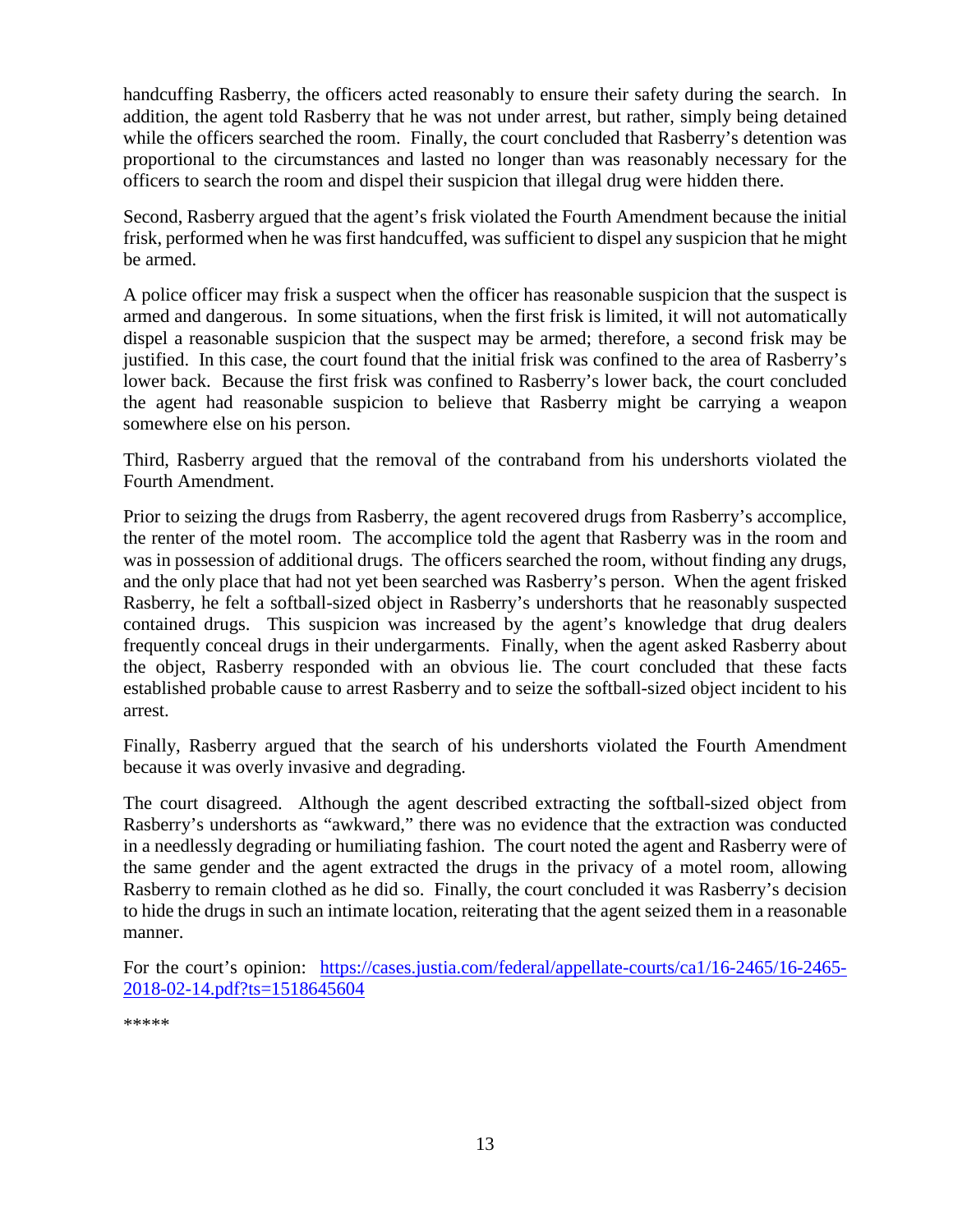handcuffing Rasberry, the officers acted reasonably to ensure their safety during the search. In addition, the agent told Rasberry that he was not under arrest, but rather, simply being detained while the officers searched the room. Finally, the court concluded that Rasberry's detention was proportional to the circumstances and lasted no longer than was reasonably necessary for the officers to search the room and dispel their suspicion that illegal drug were hidden there.

Second, Rasberry argued that the agent's frisk violated the Fourth Amendment because the initial frisk, performed when he was first handcuffed, was sufficient to dispel any suspicion that he might be armed.

A police officer may frisk a suspect when the officer has reasonable suspicion that the suspect is armed and dangerous. In some situations, when the first frisk is limited, it will not automatically dispel a reasonable suspicion that the suspect may be armed; therefore, a second frisk may be justified. In this case, the court found that the initial frisk was confined to the area of Rasberry's lower back. Because the first frisk was confined to Rasberry's lower back, the court concluded the agent had reasonable suspicion to believe that Rasberry might be carrying a weapon somewhere else on his person.

Third, Rasberry argued that the removal of the contraband from his undershorts violated the Fourth Amendment.

Prior to seizing the drugs from Rasberry, the agent recovered drugs from Rasberry's accomplice, the renter of the motel room. The accomplice told the agent that Rasberry was in the room and was in possession of additional drugs. The officers searched the room, without finding any drugs, and the only place that had not yet been searched was Rasberry's person. When the agent frisked Rasberry, he felt a softball-sized object in Rasberry's undershorts that he reasonably suspected contained drugs. This suspicion was increased by the agent's knowledge that drug dealers frequently conceal drugs in their undergarments. Finally, when the agent asked Rasberry about the object, Rasberry responded with an obvious lie. The court concluded that these facts established probable cause to arrest Rasberry and to seize the softball-sized object incident to his arrest.

Finally, Rasberry argued that the search of his undershorts violated the Fourth Amendment because it was overly invasive and degrading.

The court disagreed. Although the agent described extracting the softball-sized object from Rasberry's undershorts as "awkward," there was no evidence that the extraction was conducted in a needlessly degrading or humiliating fashion. The court noted the agent and Rasberry were of the same gender and the agent extracted the drugs in the privacy of a motel room, allowing Rasberry to remain clothed as he did so. Finally, the court concluded it was Rasberry's decision to hide the drugs in such an intimate location, reiterating that the agent seized them in a reasonable manner.

For the court's opinion: [https://cases.justia.com/federal/appellate-courts/ca1/16-2465/16-2465-2018-02-14.pdf?ts=1518645604](https://cases.justia.com/federal/appellate-courts/ca1/16-2465/16-2465-2018-02-14.pdf?ts=1518645604)

*****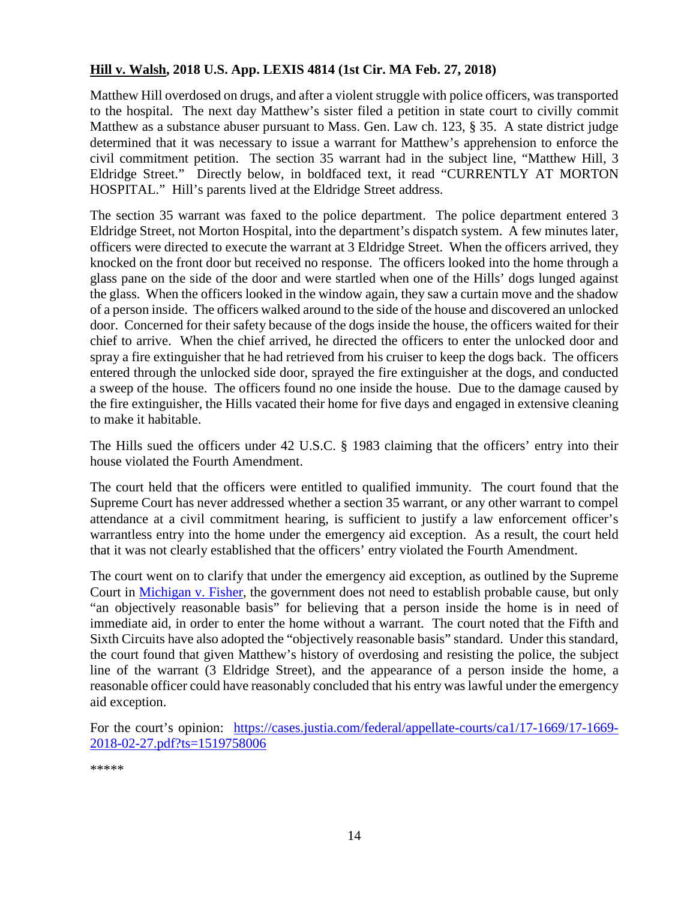**Hill v. Walsh, 2018 U.S. App. LEXIS 4814 (1st Cir. MA Feb. 27, 2018)**

Matthew Hill overdosed on drugs, and after a violent struggle with police officers, was transported to the hospital. The next day Matthew's sister filed a petition in state court to civilly commit Matthew as a substance abuser pursuant to Mass. Gen. Law ch. 123, § 35. A state district judge determined that it was necessary to issue a warrant for Matthew's apprehension to enforce the civil commitment petition. The section 35 warrant had in the subject line, "Matthew Hill, 3 Eldridge Street." Directly below, in boldfaced text, it read "CURRENTLY AT MORTON HOSPITAL." Hill's parents lived at the Eldridge Street address.

The section 35 warrant was faxed to the police department. The police department entered 3 Eldridge Street, not Morton Hospital, into the department's dispatch system. A few minutes later, officers were directed to execute the warrant at 3 Eldridge Street. When the officers arrived, they knocked on the front door but received no response. The officers looked into the home through a glass pane on the side of the door and were startled when one of the Hills' dogs lunged against the glass. When the officers looked in the window again, they saw a curtain move and the shadow of a person inside. The officers walked around to the side of the house and discovered an unlocked door. Concerned for their safety because of the dogs inside the house, the officers waited for their chief to arrive. When the chief arrived, he directed the officers to enter the unlocked door and spray a fire extinguisher that he had retrieved from his cruiser to keep the dogs back. The officers entered through the unlocked side door, sprayed the fire extinguisher at the dogs, and conducted a sweep of the house. The officers found no one inside the house. Due to the damage caused by the fire extinguisher, the Hills vacated their home for five days and engaged in extensive cleaning to make it habitable.

The Hills sued the officers under 42 U.S.C. § 1983 claiming that the officers' entry into their house violated the Fourth Amendment.

The court held that the officers were entitled to qualified immunity. The court found that the Supreme Court has never addressed whether a section 35 warrant, or any other warrant to compel attendance at a civil commitment hearing, is sufficient to justify a law enforcement officer's warrantless entry into the home under the emergency aid exception. As a result, the court held that it was not clearly established that the officers' entry violated the Fourth Amendment.

The court went on to clarify that under the emergency aid exception, as outlined by the Supreme Court in [Michigan v. Fisher](), the government does not need to establish probable cause, but only "an objectively reasonable basis" for believing that a person inside the home is in need of immediate aid, in order to enter the home without a warrant. The court noted that the Fifth and Sixth Circuits have also adopted the "objectively reasonable basis" standard. Under this standard, the court found that given Matthew's history of overdosing and resisting the police, the subject line of the warrant (3 Eldridge Street), and the appearance of a person inside the home, a reasonable officer could have reasonably concluded that his entry was lawful under the emergency aid exception.

For the court's opinion: https://cases.justia.com/federal/appellate-courts/ca1/17-1669/17-1669-2018-02-27.pdf?ts=1519758006

*****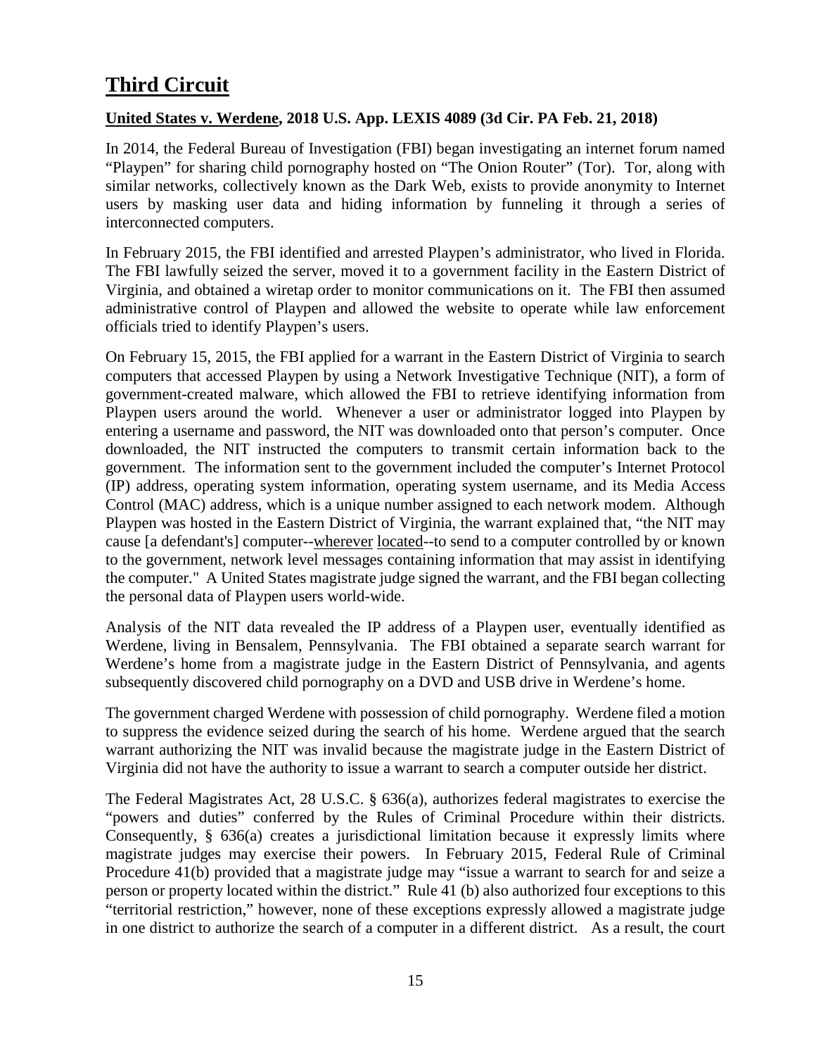# Third Circuit

**United States v. Werdene, 2018 U.S. App. LEXIS 4089 (3d Cir. PA Feb. 21, 2018)**

In 2014, the Federal Bureau of Investigation (FBI) began investigating an internet forum named "Playpen" for sharing child pornography hosted on "The Onion Router" (Tor). Tor, along with similar networks, collectively known as the Dark Web, exists to provide anonymity to Internet users by masking user data and hiding information by funneling it through a series of interconnected computers.

In February 2015, the FBI identified and arrested Playpen's administrator, who lived in Florida. The FBI lawfully seized the server, moved it to a government facility in the Eastern District of Virginia, and obtained a wiretap order to monitor communications on it. The FBI then assumed administrative control of Playpen and allowed the website to operate while law enforcement officials tried to identify Playpen's users.

On February 15, 2015, the FBI applied for a warrant in the Eastern District of Virginia to search computers that accessed Playpen by using a Network Investigative Technique (NIT), a form of government-created malware, which allowed the FBI to retrieve identifying information from Playpen users around the world. Whenever a user or administrator logged into Playpen by entering a username and password, the NIT was downloaded onto that person's computer. Once downloaded, the NIT instructed the computers to transmit certain information back to the government. The information sent to the government included the computer's Internet Protocol (IP) address, operating system information, operating system username, and its Media Access Control (MAC) address, which is a unique number assigned to each network modem. Although Playpen was hosted in the Eastern District of Virginia, the warrant explained that, "the NIT may cause [a defendant's] computer--wherever located--to send to a computer controlled by or known to the government, network level messages containing information that may assist in identifying the computer." A United States magistrate judge signed the warrant, and the FBI began collecting the personal data of Playpen users world-wide.

Analysis of the NIT data revealed the IP address of a Playpen user, eventually identified as Werdene, living in Bensalem, Pennsylvania. The FBI obtained a separate search warrant for Werdene's home from a magistrate judge in the Eastern District of Pennsylvania, and agents subsequently discovered child pornography on a DVD and USB drive in Werdene's home.

The government charged Werdene with possession of child pornography. Werdene filed a motion to suppress the evidence seized during the search of his home. Werdene argued that the search warrant authorizing the NIT was invalid because the magistrate judge in the Eastern District of Virginia did not have the authority to issue a warrant to search a computer outside her district.

The Federal Magistrates Act, 28 U.S.C. § 636(a), authorizes federal magistrates to exercise the "powers and duties" conferred by the Rules of Criminal Procedure within their districts. Consequently, § 636(a) creates a jurisdictional limitation because it expressly limits where magistrate judges may exercise their powers. In February 2015, Federal Rule of Criminal Procedure 41(b) provided that a magistrate judge may "issue a warrant to search for and seize a person or property located within the district." Rule 41 (b) also authorized four exceptions to this "territorial restriction," however, none of these exceptions expressly allowed a magistrate judge in one district to authorize the search of a computer in a different district. As a result, the court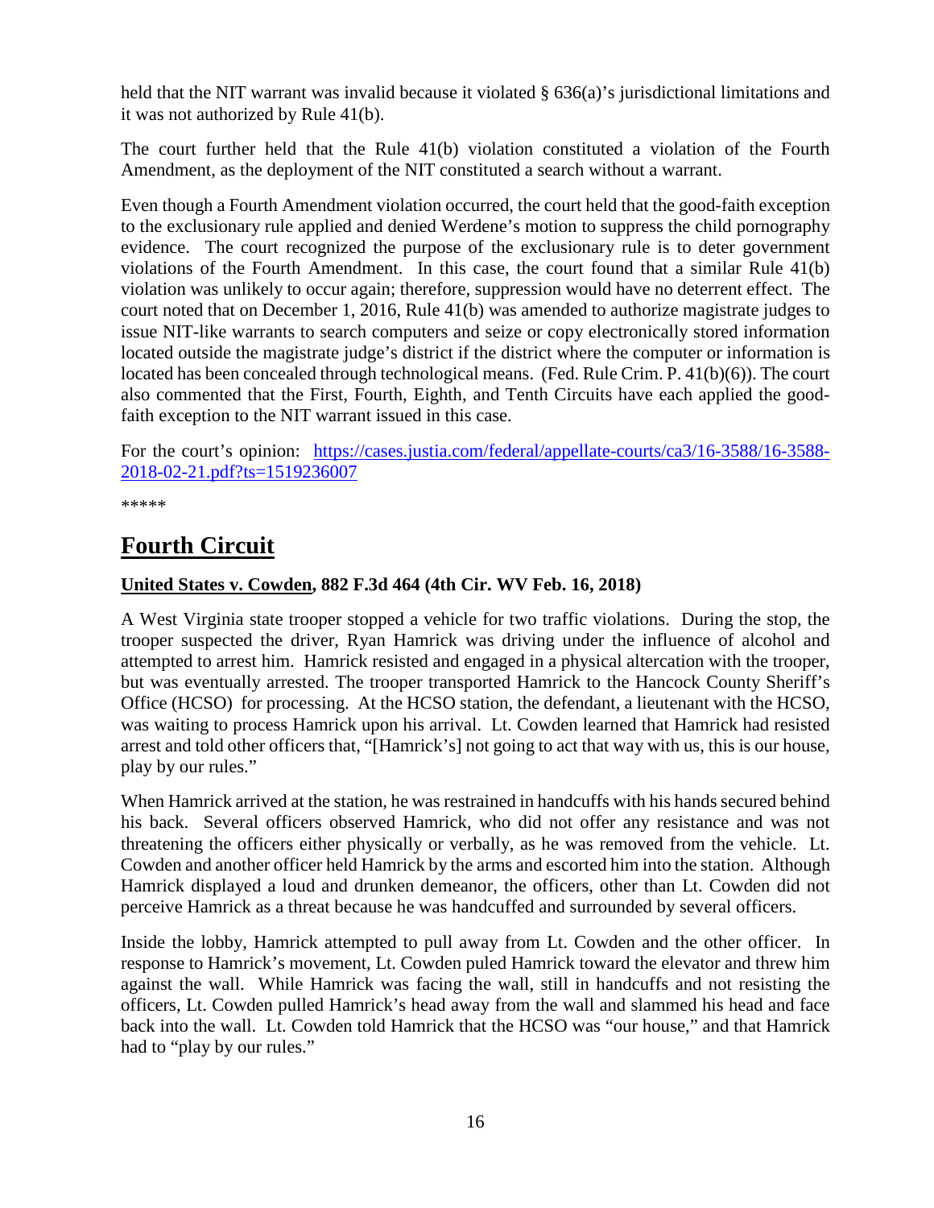held that the NIT warrant was invalid because it violated § 636(a)'s jurisdictional limitations and it was not authorized by Rule 41(b).

The court further held that the Rule 41(b) violation constituted a violation of the Fourth Amendment, as the deployment of the NIT constituted a search without a warrant.

Even though a Fourth Amendment violation occurred, the court held that the good-faith exception to the exclusionary rule applied and denied Werdene's motion to suppress the child pornography evidence. The court recognized the purpose of the exclusionary rule is to deter government violations of the Fourth Amendment. In this case, the court found that a similar Rule 41(b) violation was unlikely to occur again; therefore, suppression would have no deterrent effect. The court noted that on December 1, 2016, Rule 41(b) was amended to authorize magistrate judges to issue NIT-like warrants to search computers and seize or copy electronically stored information located outside the magistrate judge's district if the district where the computer or information is located has been concealed through technological means. (Fed. Rule Crim. P. 41(b)(6)). The court also commented that the First, Fourth, Eighth, and Tenth Circuits have each applied the good-faith exception to the NIT warrant issued in this case.

For the court's opinion: [https://cases.justia.com/federal/appellate-courts/ca3/16-3588/16-3588-2018-02-21.pdf?ts=1519236007](https://cases.justia.com/federal/appellate-courts/ca3/16-3588/16-3588-2018-02-21.pdf?ts=1519236007)

*****

# Fourth Circuit

### United States v. Cowden, 882 F.3d 464 (4th Cir. WV Feb. 16, 2018)

A West Virginia state trooper stopped a vehicle for two traffic violations. During the stop, the trooper suspected the driver, Ryan Hamrick was driving under the influence of alcohol and attempted to arrest him. Hamrick resisted and engaged in a physical altercation with the trooper, but was eventually arrested. The trooper transported Hamrick to the Hancock County Sheriff's Office (HCSO) for processing. At the HCSO station, the defendant, a lieutenant with the HCSO, was waiting to process Hamrick upon his arrival. Lt. Cowden learned that Hamrick had resisted arrest and told other officers that, "[Hamrick's] not going to act that way with us, this is our house, play by our rules."

When Hamrick arrived at the station, he was restrained in handcuffs with his hands secured behind his back. Several officers observed Hamrick, who did not offer any resistance and was not threatening the officers either physically or verbally, as he was removed from the vehicle. Lt. Cowden and another officer held Hamrick by the arms and escorted him into the station. Although Hamrick displayed a loud and drunken demeanor, the officers, other than Lt. Cowden did not perceive Hamrick as a threat because he was handcuffed and surrounded by several officers.

Inside the lobby, Hamrick attempted to pull away from Lt. Cowden and the other officer. In response to Hamrick's movement, Lt. Cowden puled Hamrick toward the elevator and threw him against the wall. While Hamrick was facing the wall, still in handcuffs and not resisting the officers, Lt. Cowden pulled Hamrick's head away from the wall and slammed his head and face back into the wall. Lt. Cowden told Hamrick that the HCSO was "our house," and that Hamrick had to "play by our rules."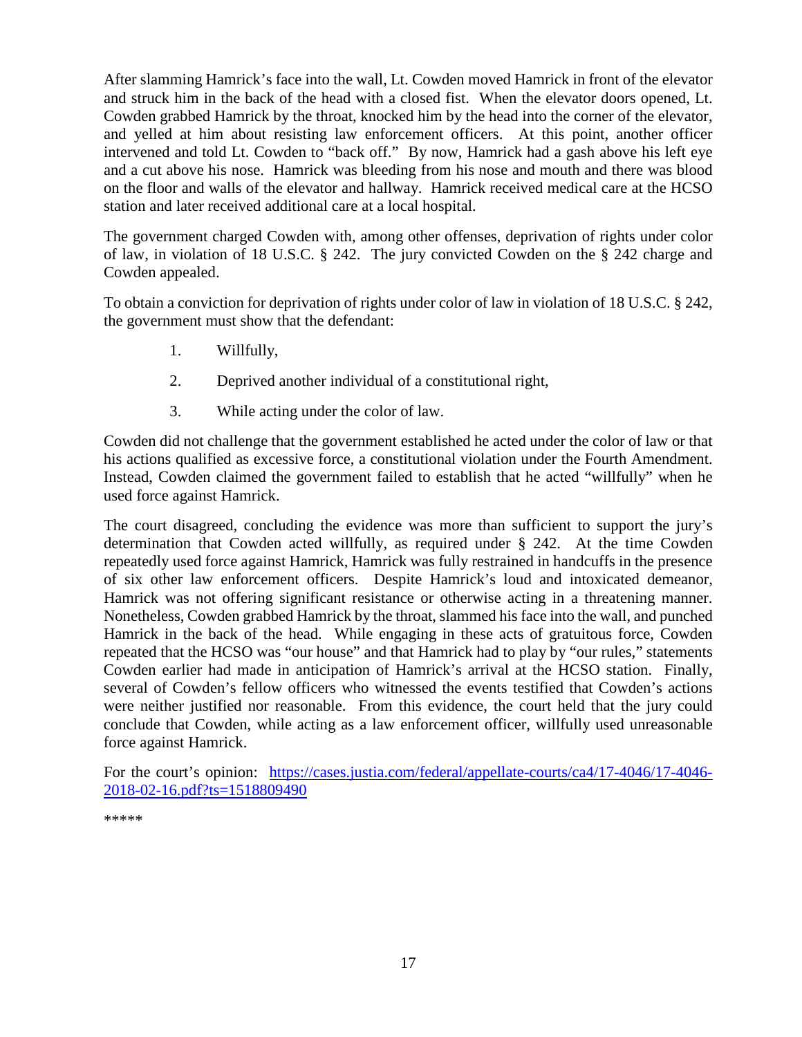After slamming Hamrick's face into the wall, Lt. Cowden moved Hamrick in front of the elevator and struck him in the back of the head with a closed fist. When the elevator doors opened, Lt. Cowden grabbed Hamrick by the throat, knocked him by the head into the corner of the elevator, and yelled at him about resisting law enforcement officers. At this point, another officer intervened and told Lt. Cowden to "back off." By now, Hamrick had a gash above his left eye and a cut above his nose. Hamrick was bleeding from his nose and mouth and there was blood on the floor and walls of the elevator and hallway. Hamrick received medical care at the HCSO station and later received additional care at a local hospital.

The government charged Cowden with, among other offenses, deprivation of rights under color of law, in violation of 18 U.S.C. § 242. The jury convicted Cowden on the § 242 charge and Cowden appealed.

To obtain a conviction for deprivation of rights under color of law in violation of 18 U.S.C. § 242, the government must show that the defendant:

1. Willfully,
2. Deprived another individual of a constitutional right,
3. While acting under the color of law.

Cowden did not challenge that the government established he acted under the color of law or that his actions qualified as excessive force, a constitutional violation under the Fourth Amendment. Instead, Cowden claimed the government failed to establish that he acted "willfully" when he used force against Hamrick.

The court disagreed, concluding the evidence was more than sufficient to support the jury's determination that Cowden acted willfully, as required under § 242. At the time Cowden repeatedly used force against Hamrick, Hamrick was fully restrained in handcuffs in the presence of six other law enforcement officers. Despite Hamrick's loud and intoxicated demeanor, Hamrick was not offering significant resistance or otherwise acting in a threatening manner. Nonetheless, Cowden grabbed Hamrick by the throat, slammed his face into the wall, and punched Hamrick in the back of the head. While engaging in these acts of gratuitous force, Cowden repeated that the HCSO was "our house" and that Hamrick had to play by "our rules," statements Cowden earlier had made in anticipation of Hamrick's arrival at the HCSO station. Finally, several of Cowden's fellow officers who witnessed the events testified that Cowden's actions were neither justified nor reasonable. From this evidence, the court held that the jury could conclude that Cowden, while acting as a law enforcement officer, willfully used unreasonable force against Hamrick.

For the court's opinion: [https://cases.justia.com/federal/appellate-courts/ca4/17-4046/17-4046-2018-02-16.pdf?ts=1518809490](https://cases.justia.com/federal/appellate-courts/ca4/17-4046/17-4046-2018-02-16.pdf?ts=1518809490)

*****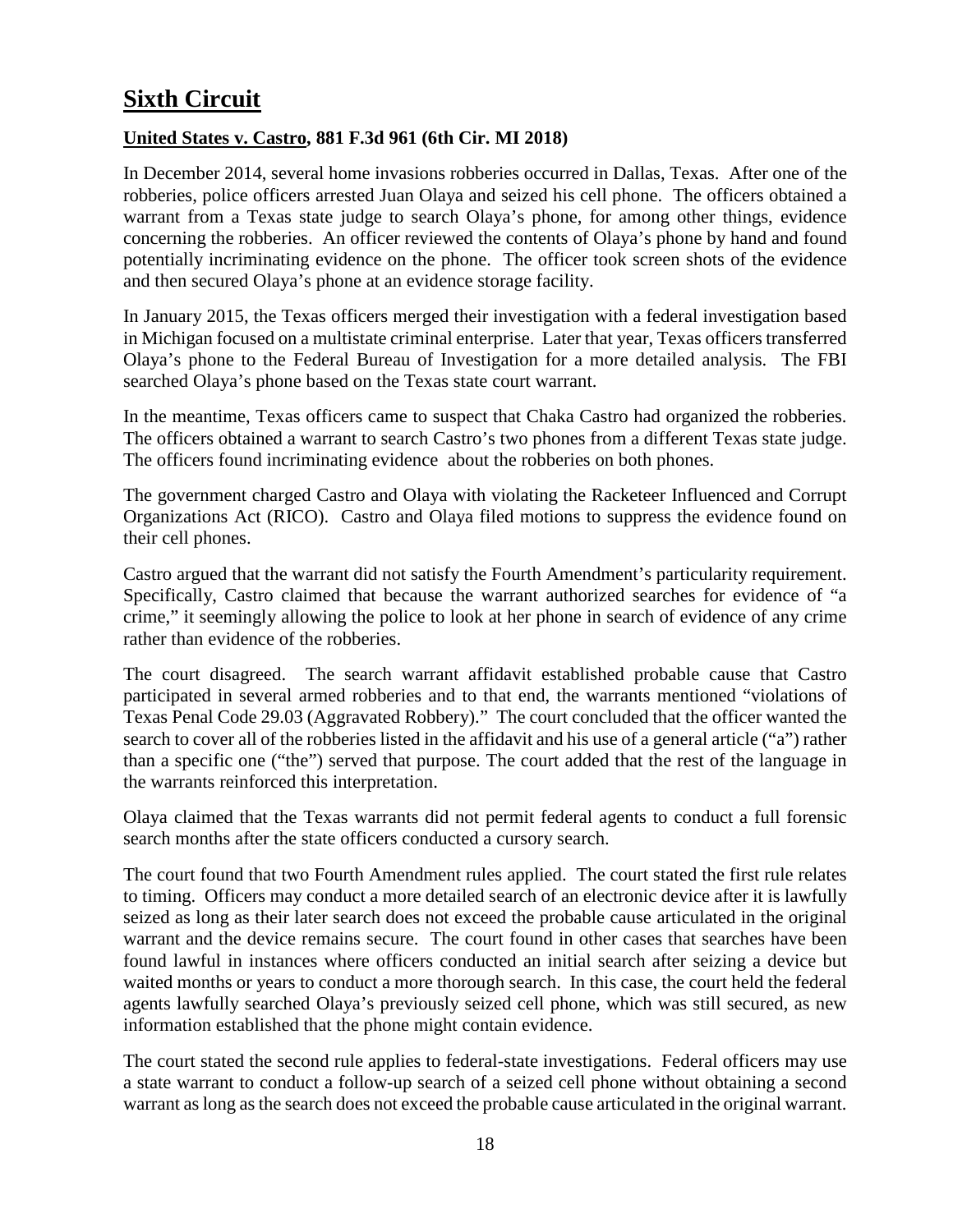## Sixth Circuit

**United States v. Castro, 881 F.3d 961 (6th Cir. MI 2018)**

In December 2014, several home invasions robberies occurred in Dallas, Texas. After one of the robberies, police officers arrested Juan Olaya and seized his cell phone. The officers obtained a warrant from a Texas state judge to search Olaya's phone, for among other things, evidence concerning the robberies. An officer reviewed the contents of Olaya's phone by hand and found potentially incriminating evidence on the phone. The officer took screen shots of the evidence and then secured Olaya's phone at an evidence storage facility.

In January 2015, the Texas officers merged their investigation with a federal investigation based in Michigan focused on a multistate criminal enterprise. Later that year, Texas officers transferred Olaya's phone to the Federal Bureau of Investigation for a more detailed analysis. The FBI searched Olaya's phone based on the Texas state court warrant.

In the meantime, Texas officers came to suspect that Chaka Castro had organized the robberies. The officers obtained a warrant to search Castro's two phones from a different Texas state judge. The officers found incriminating evidence about the robberies on both phones.

The government charged Castro and Olaya with violating the Racketeer Influenced and Corrupt Organizations Act (RICO). Castro and Olaya filed motions to suppress the evidence found on their cell phones.

Castro argued that the warrant did not satisfy the Fourth Amendment's particularity requirement. Specifically, Castro claimed that because the warrant authorized searches for evidence of "a crime," it seemingly allowing the police to look at her phone in search of evidence of any crime rather than evidence of the robberies.

The court disagreed. The search warrant affidavit established probable cause that Castro participated in several armed robberies and to that end, the warrants mentioned "violations of Texas Penal Code 29.03 (Aggravated Robbery)." The court concluded that the officer wanted the search to cover all of the robberies listed in the affidavit and his use of a general article ("a") rather than a specific one ("the") served that purpose. The court added that the rest of the language in the warrants reinforced this interpretation.

Olaya claimed that the Texas warrants did not permit federal agents to conduct a full forensic search months after the state officers conducted a cursory search.

The court found that two Fourth Amendment rules applied. The court stated the first rule relates to timing. Officers may conduct a more detailed search of an electronic device after it is lawfully seized as long as their later search does not exceed the probable cause articulated in the original warrant and the device remains secure. The court found in other cases that searches have been found lawful in instances where officers conducted an initial search after seizing a device but waited months or years to conduct a more thorough search. In this case, the court held the federal agents lawfully searched Olaya's previously seized cell phone, which was still secured, as new information established that the phone might contain evidence.

The court stated the second rule applies to federal-state investigations. Federal officers may use a state warrant to conduct a follow-up search of a seized cell phone without obtaining a second warrant as long as the search does not exceed the probable cause articulated in the original warrant.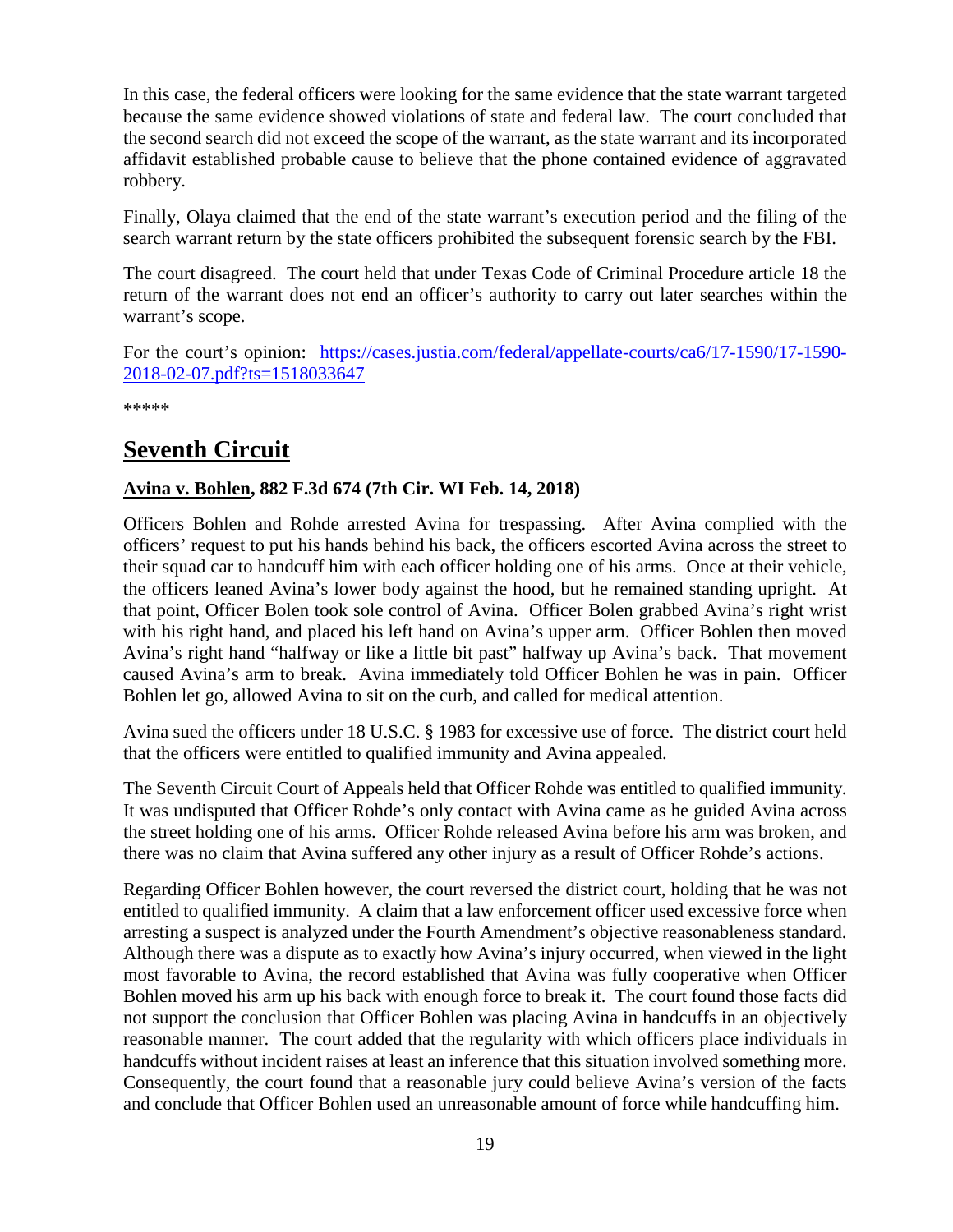In this case, the federal officers were looking for the same evidence that the state warrant targeted because the same evidence showed violations of state and federal law. The court concluded that the second search did not exceed the scope of the warrant, as the state warrant and its incorporated affidavit established probable cause to believe that the phone contained evidence of aggravated robbery.

Finally, Olaya claimed that the end of the state warrant's execution period and the filing of the search warrant return by the state officers prohibited the subsequent forensic search by the FBI.

The court disagreed. The court held that under Texas Code of Criminal Procedure article 18 the return of the warrant does not end an officer's authority to carry out later searches within the warrant's scope.

For the court's opinion: [https://cases.justia.com/federal/appellate-courts/ca6/17-1590/17-1590-2018-02-07.pdf?ts=1518033647](https://cases.justia.com/federal/appellate-courts/ca6/17-1590/17-1590-2018-02-07.pdf?ts=1518033647)

*****

# Seventh Circuit

## Avina v. Bohlen, 882 F.3d 674 (7th Cir. WI Feb. 14, 2018)

Officers Bohlen and Rohde arrested Avina for trespassing. After Avina complied with the officers' request to put his hands behind his back, the officers escorted Avina across the street to their squad car to handcuff him with each officer holding one of his arms. Once at their vehicle, the officers leaned Avina's lower body against the hood, but he remained standing upright. At that point, Officer Bolen took sole control of Avina. Officer Bolen grabbed Avina's right wrist with his right hand, and placed his left hand on Avina's upper arm. Officer Bohlen then moved Avina's right hand "halfway or like a little bit past" halfway up Avina's back. That movement caused Avina's arm to break. Avina immediately told Officer Bohlen he was in pain. Officer Bohlen let go, allowed Avina to sit on the curb, and called for medical attention.

Avina sued the officers under 18 U.S.C. § 1983 for excessive use of force. The district court held that the officers were entitled to qualified immunity and Avina appealed.

The Seventh Circuit Court of Appeals held that Officer Rohde was entitled to qualified immunity. It was undisputed that Officer Rohde's only contact with Avina came as he guided Avina across the street holding one of his arms. Officer Rohde released Avina before his arm was broken, and there was no claim that Avina suffered any other injury as a result of Officer Rohde's actions.

Regarding Officer Bohlen however, the court reversed the district court, holding that he was not entitled to qualified immunity. A claim that a law enforcement officer used excessive force when arresting a suspect is analyzed under the Fourth Amendment's objective reasonableness standard. Although there was a dispute as to exactly how Avina's injury occurred, when viewed in the light most favorable to Avina, the record established that Avina was fully cooperative when Officer Bohlen moved his arm up his back with enough force to break it. The court found those facts did not support the conclusion that Officer Bohlen was placing Avina in handcuffs in an objectively reasonable manner. The court added that the regularity with which officers place individuals in handcuffs without incident raises at least an inference that this situation involved something more. Consequently, the court found that a reasonable jury could believe Avina's version of the facts and conclude that Officer Bohlen used an unreasonable amount of force while handcuffing him.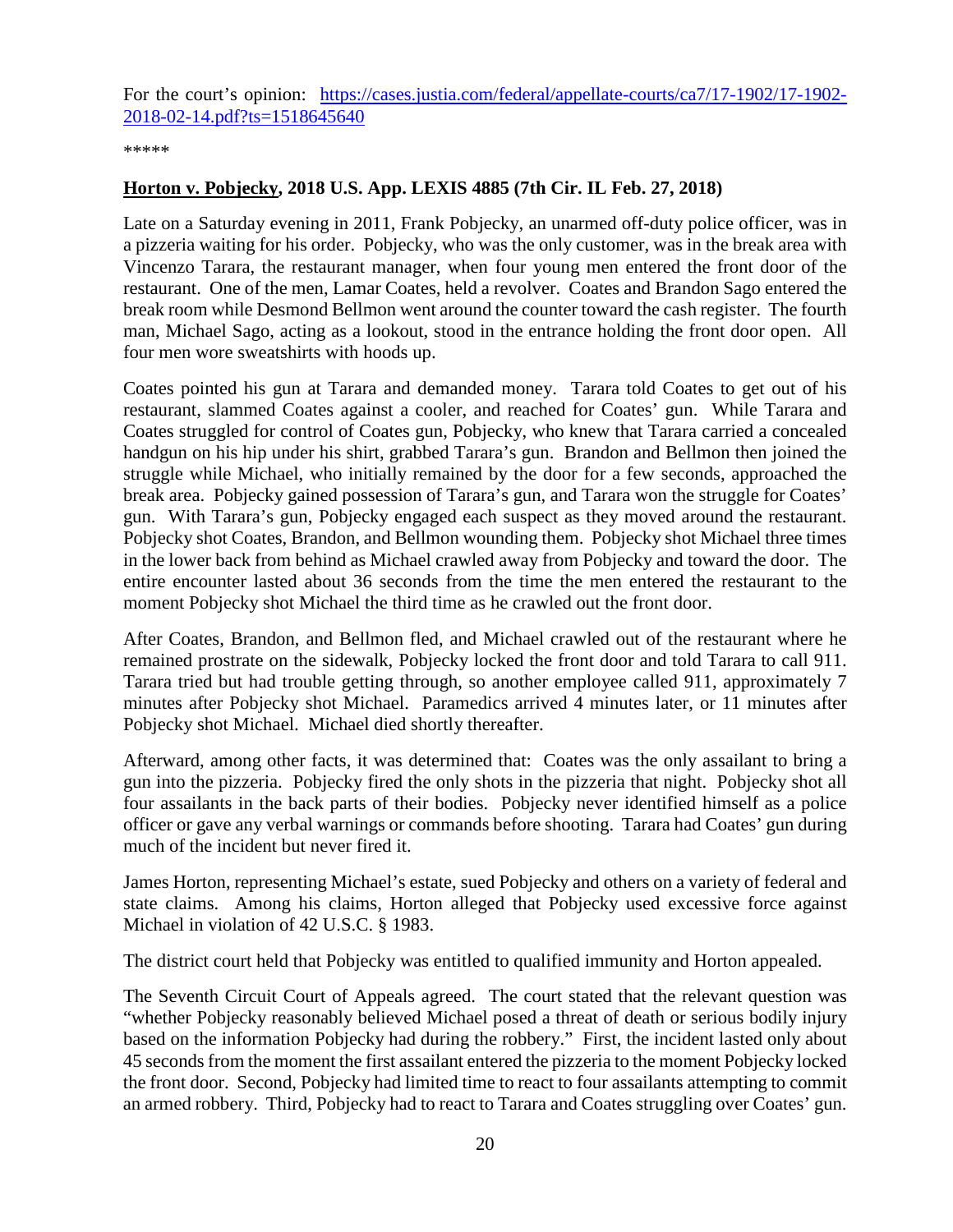For the court's opinion: [https://cases.justia.com/federal/appellate-courts/ca7/17-1902/17-1902-2018-02-14.pdf?ts=1518645640](https://cases.justia.com/federal/appellate-courts/ca7/17-1902/17-1902-2018-02-14.pdf?ts=1518645640)

*****

**Horton v. Pobjecky, 2018 U.S. App. LEXIS 4885 (7th Cir. IL Feb. 27, 2018)**

Late on a Saturday evening in 2011, Frank Pobjecky, an unarmed off-duty police officer, was in a pizzeria waiting for his order. Pobjecky, who was the only customer, was in the break area with Vincenzo Tarara, the restaurant manager, when four young men entered the front door of the restaurant. One of the men, Lamar Coates, held a revolver. Coates and Brandon Sago entered the break room while Desmond Bellmon went around the counter toward the cash register. The fourth man, Michael Sago, acting as a lookout, stood in the entrance holding the front door open. All four men wore sweatshirts with hoods up.

Coates pointed his gun at Tarara and demanded money. Tarara told Coates to get out of his restaurant, slammed Coates against a cooler, and reached for Coates' gun. While Tarara and Coates struggled for control of Coates gun, Pobjecky, who knew that Tarara carried a concealed handgun on his hip under his shirt, grabbed Tarara's gun. Brandon and Bellmon then joined the struggle while Michael, who initially remained by the door for a few seconds, approached the break area. Pobjecky gained possession of Tarara's gun, and Tarara won the struggle for Coates' gun. With Tarara's gun, Pobjecky engaged each suspect as they moved around the restaurant. Pobjecky shot Coates, Brandon, and Bellmon wounding them. Pobjecky shot Michael three times in the lower back from behind as Michael crawled away from Pobjecky and toward the door. The entire encounter lasted about 36 seconds from the time the men entered the restaurant to the moment Pobjecky shot Michael the third time as he crawled out the front door.

After Coates, Brandon, and Bellmon fled, and Michael crawled out of the restaurant where he remained prostrate on the sidewalk, Pobjecky locked the front door and told Tarara to call 911. Tarara tried but had trouble getting through, so another employee called 911, approximately 7 minutes after Pobjecky shot Michael. Paramedics arrived 4 minutes later, or 11 minutes after Pobjecky shot Michael. Michael died shortly thereafter.

Afterward, among other facts, it was determined that: Coates was the only assailant to bring a gun into the pizzeria. Pobjecky fired the only shots in the pizzeria that night. Pobjecky shot all four assailants in the back parts of their bodies. Pobjecky never identified himself as a police officer or gave any verbal warnings or commands before shooting. Tarara had Coates' gun during much of the incident but never fired it.

James Horton, representing Michael's estate, sued Pobjecky and others on a variety of federal and state claims. Among his claims, Horton alleged that Pobjecky used excessive force against Michael in violation of 42 U.S.C. § 1983.

The district court held that Pobjecky was entitled to qualified immunity and Horton appealed.

The Seventh Circuit Court of Appeals agreed. The court stated that the relevant question was "whether Pobjecky reasonably believed Michael posed a threat of death or serious bodily injury based on the information Pobjecky had during the robbery." First, the incident lasted only about 45 seconds from the moment the first assailant entered the pizzeria to the moment Pobjecky locked the front door. Second, Pobjecky had limited time to react to four assailants attempting to commit an armed robbery. Third, Pobjecky had to react to Tarara and Coates struggling over Coates' gun.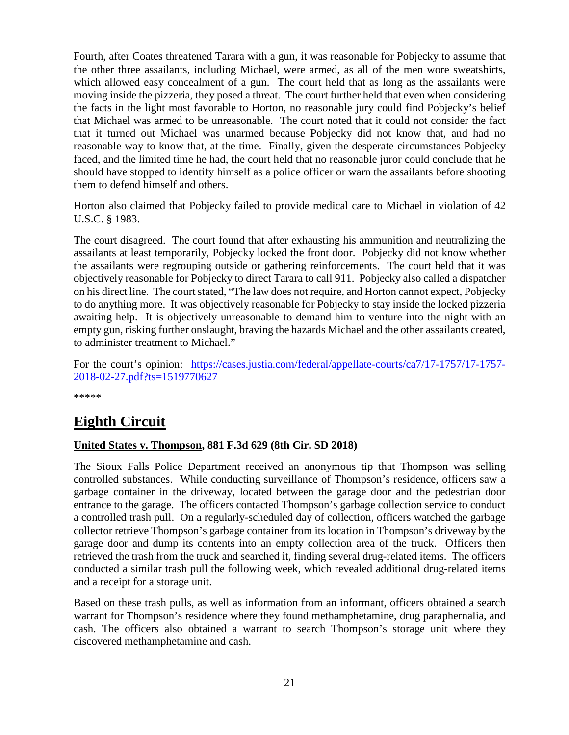Fourth, after Coates threatened Tarara with a gun, it was reasonable for Pobjecky to assume that the other three assailants, including Michael, were armed, as all of the men wore sweatshirts, which allowed easy concealment of a gun. The court held that as long as the assailants were moving inside the pizzeria, they posed a threat. The court further held that even when considering the facts in the light most favorable to Horton, no reasonable jury could find Pobjecky's belief that Michael was armed to be unreasonable. The court noted that it could not consider the fact that it turned out Michael was unarmed because Pobjecky did not know that, and had no reasonable way to know that, at the time. Finally, given the desperate circumstances Pobjecky faced, and the limited time he had, the court held that no reasonable juror could conclude that he should have stopped to identify himself as a police officer or warn the assailants before shooting them to defend himself and others.

Horton also claimed that Pobjecky failed to provide medical care to Michael in violation of 42 U.S.C. § 1983.

The court disagreed. The court found that after exhausting his ammunition and neutralizing the assailants at least temporarily, Pobjecky locked the front door. Pobjecky did not know whether the assailants were regrouping outside or gathering reinforcements. The court held that it was objectively reasonable for Pobjecky to direct Tarara to call 911. Pobjecky also called a dispatcher on his direct line. The court stated, "The law does not require, and Horton cannot expect, Pobjecky to do anything more. It was objectively reasonable for Pobjecky to stay inside the locked pizzeria awaiting help. It is objectively unreasonable to demand him to venture into the night with an empty gun, risking further onslaught, braving the hazards Michael and the other assailants created, to administer treatment to Michael."

For the court's opinion: [https://cases.justia.com/federal/appellate-courts/ca7/17-1757/17-1757-2018-02-27.pdf?ts=1519770627](https://cases.justia.com/federal/appellate-courts/ca7/17-1757/17-1757-2018-02-27.pdf?ts=1519770627)

*****

# Eighth Circuit

**United States v. Thompson, 881 F.3d 629 (8th Cir. SD 2018)**

The Sioux Falls Police Department received an anonymous tip that Thompson was selling controlled substances. While conducting surveillance of Thompson's residence, officers saw a garbage container in the driveway, located between the garage door and the pedestrian door entrance to the garage. The officers contacted Thompson's garbage collection service to conduct a controlled trash pull. On a regularly-scheduled day of collection, officers watched the garbage collector retrieve Thompson's garbage container from its location in Thompson's driveway by the garage door and dump its contents into an empty collection area of the truck. Officers then retrieved the trash from the truck and searched it, finding several drug-related items. The officers conducted a similar trash pull the following week, which revealed additional drug-related items and a receipt for a storage unit.

Based on these trash pulls, as well as information from an informant, officers obtained a search warrant for Thompson's residence where they found methamphetamine, drug paraphernalia, and cash. The officers also obtained a warrant to search Thompson's storage unit where they discovered methamphetamine and cash.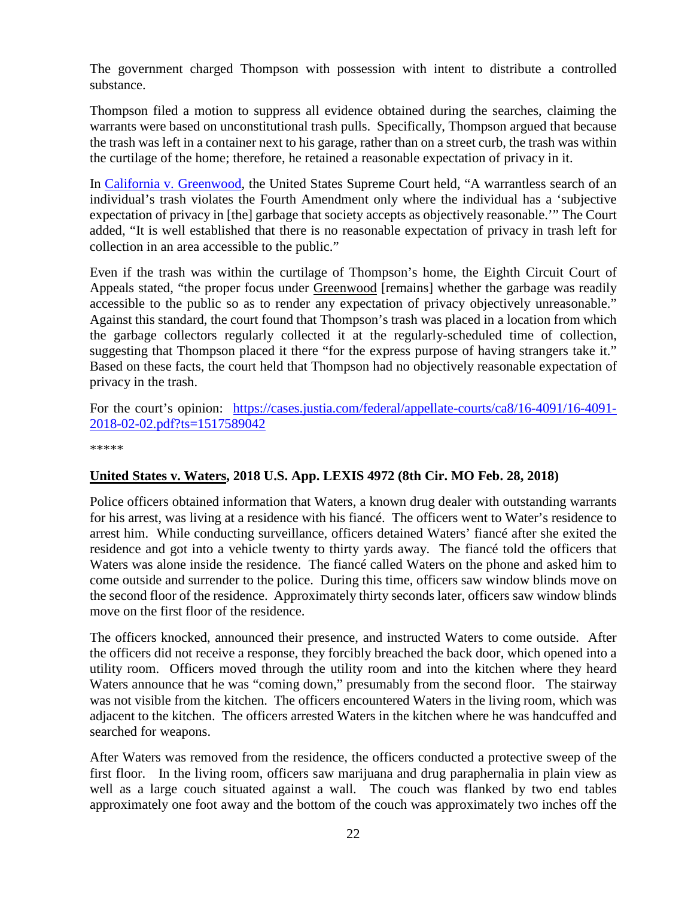The government charged Thompson with possession with intent to distribute a controlled substance.

Thompson filed a motion to suppress all evidence obtained during the searches, claiming the warrants were based on unconstitutional trash pulls. Specifically, Thompson argued that because the trash was left in a container next to his garage, rather than on a street curb, the trash was within the curtilage of the home; therefore, he retained a reasonable expectation of privacy in it.

In California v. Greenwood, the United States Supreme Court held, "A warrantless search of an individual's trash violates the Fourth Amendment only where the individual has a 'subjective expectation of privacy in [the] garbage that society accepts as objectively reasonable.'" The Court added, "It is well established that there is no reasonable expectation of privacy in trash left for collection in an area accessible to the public."

Even if the trash was within the curtilage of Thompson's home, the Eighth Circuit Court of Appeals stated, "the proper focus under Greenwood [remains] whether the garbage was readily accessible to the public so as to render any expectation of privacy objectively unreasonable." Against this standard, the court found that Thompson's trash was placed in a location from which the garbage collectors regularly collected it at the regularly-scheduled time of collection, suggesting that Thompson placed it there "for the express purpose of having strangers take it." Based on these facts, the court held that Thompson had no objectively reasonable expectation of privacy in the trash.

For the court's opinion: https://cases.justia.com/federal/appellate-courts/ca8/16-4091/16-4091-2018-02-02.pdf?ts=1517589042

*****

**United States v. Waters, 2018 U.S. App. LEXIS 4972 (8th Cir. MO Feb. 28, 2018)**

Police officers obtained information that Waters, a known drug dealer with outstanding warrants for his arrest, was living at a residence with his fiancé. The officers went to Water's residence to arrest him. While conducting surveillance, officers detained Waters' fiancé after she exited the residence and got into a vehicle twenty to thirty yards away. The fiancé told the officers that Waters was alone inside the residence. The fiancé called Waters on the phone and asked him to come outside and surrender to the police. During this time, officers saw window blinds move on the second floor of the residence. Approximately thirty seconds later, officers saw window blinds move on the first floor of the residence.

The officers knocked, announced their presence, and instructed Waters to come outside. After the officers did not receive a response, they forcibly breached the back door, which opened into a utility room. Officers moved through the utility room and into the kitchen where they heard Waters announce that he was "coming down," presumably from the second floor. The stairway was not visible from the kitchen. The officers encountered Waters in the living room, which was adjacent to the kitchen. The officers arrested Waters in the kitchen where he was handcuffed and searched for weapons.

After Waters was removed from the residence, the officers conducted a protective sweep of the first floor. In the living room, officers saw marijuana and drug paraphernalia in plain view as well as a large couch situated against a wall. The couch was flanked by two end tables approximately one foot away and the bottom of the couch was approximately two inches off the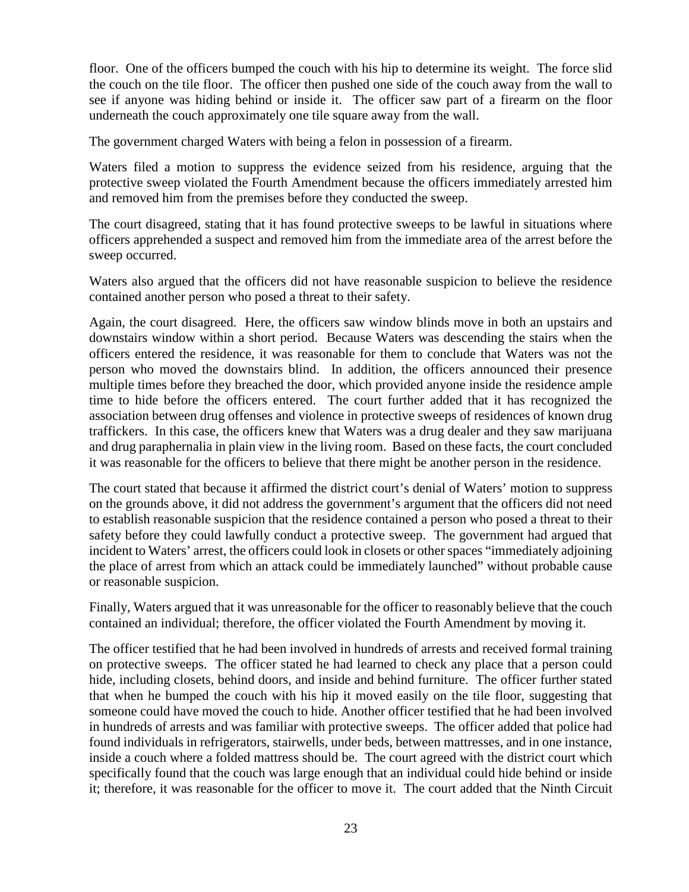floor. One of the officers bumped the couch with his hip to determine its weight. The force slid the couch on the tile floor. The officer then pushed one side of the couch away from the wall to see if anyone was hiding behind or inside it. The officer saw part of a firearm on the floor underneath the couch approximately one tile square away from the wall.

The government charged Waters with being a felon in possession of a firearm.

Waters filed a motion to suppress the evidence seized from his residence, arguing that the protective sweep violated the Fourth Amendment because the officers immediately arrested him and removed him from the premises before they conducted the sweep.

The court disagreed, stating that it has found protective sweeps to be lawful in situations where officers apprehended a suspect and removed him from the immediate area of the arrest before the sweep occurred.

Waters also argued that the officers did not have reasonable suspicion to believe the residence contained another person who posed a threat to their safety.

Again, the court disagreed. Here, the officers saw window blinds move in both an upstairs and downstairs window within a short period. Because Waters was descending the stairs when the officers entered the residence, it was reasonable for them to conclude that Waters was not the person who moved the downstairs blind. In addition, the officers announced their presence multiple times before they breached the door, which provided anyone inside the residence ample time to hide before the officers entered. The court further added that it has recognized the association between drug offenses and violence in protective sweeps of residences of known drug traffickers. In this case, the officers knew that Waters was a drug dealer and they saw marijuana and drug paraphernalia in plain view in the living room. Based on these facts, the court concluded it was reasonable for the officers to believe that there might be another person in the residence.

The court stated that because it affirmed the district court's denial of Waters' motion to suppress on the grounds above, it did not address the government's argument that the officers did not need to establish reasonable suspicion that the residence contained a person who posed a threat to their safety before they could lawfully conduct a protective sweep. The government had argued that incident to Waters' arrest, the officers could look in closets or other spaces "immediately adjoining the place of arrest from which an attack could be immediately launched" without probable cause or reasonable suspicion.

Finally, Waters argued that it was unreasonable for the officer to reasonably believe that the couch contained an individual; therefore, the officer violated the Fourth Amendment by moving it.

The officer testified that he had been involved in hundreds of arrests and received formal training on protective sweeps. The officer stated he had learned to check any place that a person could hide, including closets, behind doors, and inside and behind furniture. The officer further stated that when he bumped the couch with his hip it moved easily on the tile floor, suggesting that someone could have moved the couch to hide. Another officer testified that he had been involved in hundreds of arrests and was familiar with protective sweeps. The officer added that police had found individuals in refrigerators, stairwells, under beds, between mattresses, and in one instance, inside a couch where a folded mattress should be. The court agreed with the district court which specifically found that the couch was large enough that an individual could hide behind or inside it; therefore, it was reasonable for the officer to move it. The court added that the Ninth Circuit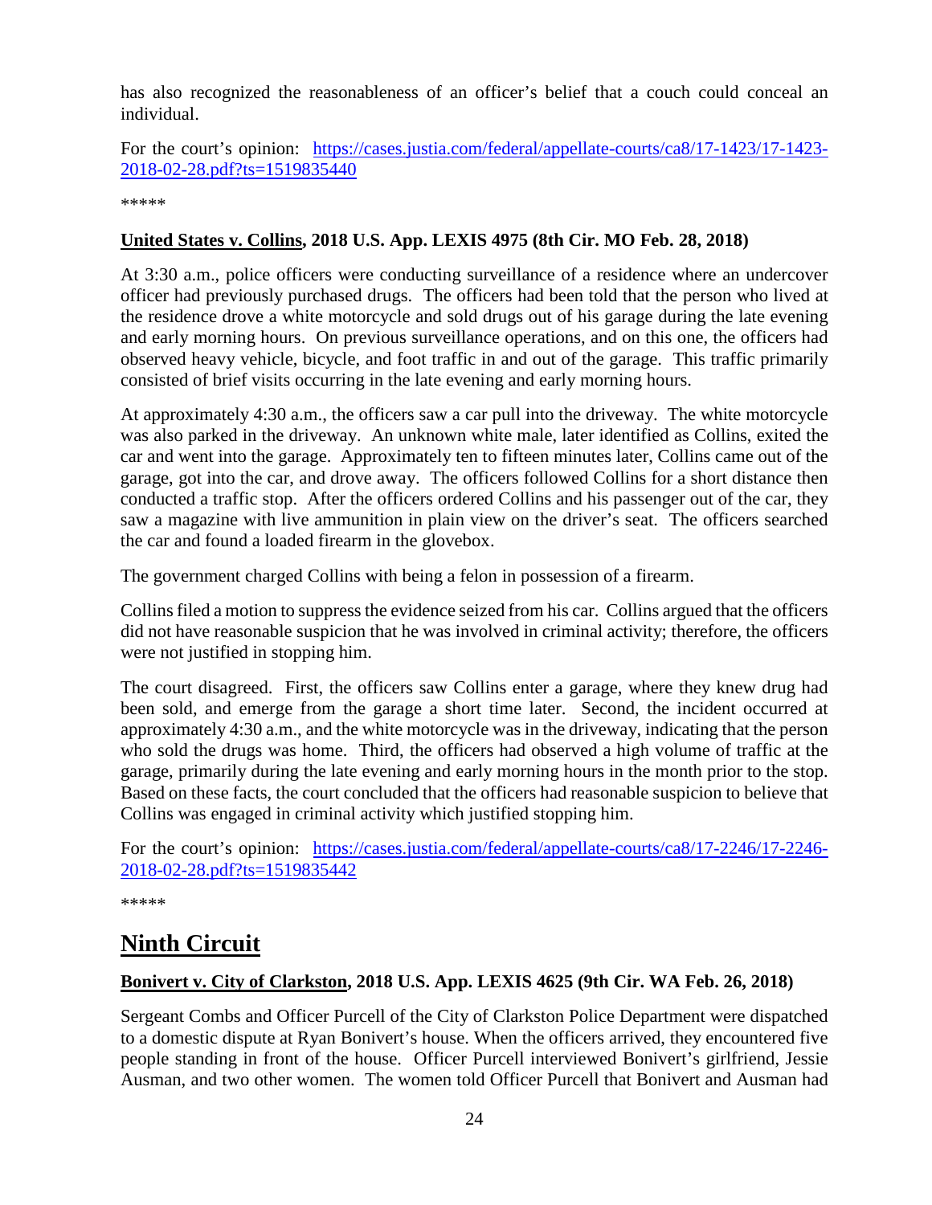has also recognized the reasonableness of an officer's belief that a couch could conceal an individual.

For the court's opinion: [https://cases.justia.com/federal/appellate-courts/ca8/17-1423/17-1423-2018-02-28.pdf?ts=1519835440](https://cases.justia.com/federal/appellate-courts/ca8/17-1423/17-1423-2018-02-28.pdf?ts=1519835440)

*****

**United States v. Collins, 2018 U.S. App. LEXIS 4975 (8th Cir. MO Feb. 28, 2018)**

At 3:30 a.m., police officers were conducting surveillance of a residence where an undercover officer had previously purchased drugs. The officers had been told that the person who lived at the residence drove a white motorcycle and sold drugs out of his garage during the late evening and early morning hours. On previous surveillance operations, and on this one, the officers had observed heavy vehicle, bicycle, and foot traffic in and out of the garage. This traffic primarily consisted of brief visits occurring in the late evening and early morning hours.

At approximately 4:30 a.m., the officers saw a car pull into the driveway. The white motorcycle was also parked in the driveway. An unknown white male, later identified as Collins, exited the car and went into the garage. Approximately ten to fifteen minutes later, Collins came out of the garage, got into the car, and drove away. The officers followed Collins for a short distance then conducted a traffic stop. After the officers ordered Collins and his passenger out of the car, they saw a magazine with live ammunition in plain view on the driver's seat. The officers searched the car and found a loaded firearm in the glovebox.

The government charged Collins with being a felon in possession of a firearm.

Collins filed a motion to suppress the evidence seized from his car. Collins argued that the officers did not have reasonable suspicion that he was involved in criminal activity; therefore, the officers were not justified in stopping him.

The court disagreed. First, the officers saw Collins enter a garage, where they knew drug had been sold, and emerge from the garage a short time later. Second, the incident occurred at approximately 4:30 a.m., and the white motorcycle was in the driveway, indicating that the person who sold the drugs was home. Third, the officers had observed a high volume of traffic at the garage, primarily during the late evening and early morning hours in the month prior to the stop. Based on these facts, the court concluded that the officers had reasonable suspicion to believe that Collins was engaged in criminal activity which justified stopping him.

For the court's opinion: [https://cases.justia.com/federal/appellate-courts/ca8/17-2246/17-2246-2018-02-28.pdf?ts=1519835442](https://cases.justia.com/federal/appellate-courts/ca8/17-2246/17-2246-2018-02-28.pdf?ts=1519835442)

*****

## Ninth Circuit

**Bonivert v. City of Clarkston, 2018 U.S. App. LEXIS 4625 (9th Cir. WA Feb. 26, 2018)**

Sergeant Combs and Officer Purcell of the City of Clarkston Police Department were dispatched to a domestic dispute at Ryan Bonivert's house. When the officers arrived, they encountered five people standing in front of the house. Officer Purcell interviewed Bonivert's girlfriend, Jessie Ausman, and two other women. The women told Officer Purcell that Bonivert and Ausman had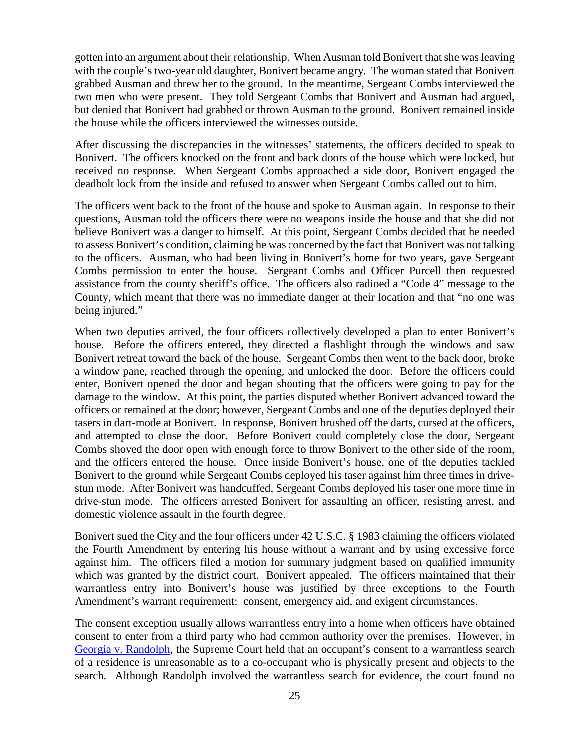gotten into an argument about their relationship. When Ausman told Bonivert that she was leaving with the couple's two-year old daughter, Bonivert became angry. The woman stated that Bonivert grabbed Ausman and threw her to the ground. In the meantime, Sergeant Combs interviewed the two men who were present. They told Sergeant Combs that Bonivert and Ausman had argued, but denied that Bonivert had grabbed or thrown Ausman to the ground. Bonivert remained inside the house while the officers interviewed the witnesses outside.

After discussing the discrepancies in the witnesses' statements, the officers decided to speak to Bonivert. The officers knocked on the front and back doors of the house which were locked, but received no response. When Sergeant Combs approached a side door, Bonivert engaged the deadbolt lock from the inside and refused to answer when Sergeant Combs called out to him.

The officers went back to the front of the house and spoke to Ausman again. In response to their questions, Ausman told the officers there were no weapons inside the house and that she did not believe Bonivert was a danger to himself. At this point, Sergeant Combs decided that he needed to assess Bonivert's condition, claiming he was concerned by the fact that Bonivert was not talking to the officers. Ausman, who had been living in Bonivert's home for two years, gave Sergeant Combs permission to enter the house. Sergeant Combs and Officer Purcell then requested assistance from the county sheriff's office. The officers also radioed a "Code 4" message to the County, which meant that there was no immediate danger at their location and that "no one was being injured."

When two deputies arrived, the four officers collectively developed a plan to enter Bonivert's house. Before the officers entered, they directed a flashlight through the windows and saw Bonivert retreat toward the back of the house. Sergeant Combs then went to the back door, broke a window pane, reached through the opening, and unlocked the door. Before the officers could enter, Bonivert opened the door and began shouting that the officers were going to pay for the damage to the window. At this point, the parties disputed whether Bonivert advanced toward the officers or remained at the door; however, Sergeant Combs and one of the deputies deployed their tasers in dart-mode at Bonivert. In response, Bonivert brushed off the darts, cursed at the officers, and attempted to close the door. Before Bonivert could completely close the door, Sergeant Combs shoved the door open with enough force to throw Bonivert to the other side of the room, and the officers entered the house. Once inside Bonivert's house, one of the deputies tackled Bonivert to the ground while Sergeant Combs deployed his taser against him three times in drive-stun mode. After Bonivert was handcuffed, Sergeant Combs deployed his taser one more time in drive-stun mode. The officers arrested Bonivert for assaulting an officer, resisting arrest, and domestic violence assault in the fourth degree.

Bonivert sued the City and the four officers under 42 U.S.C. § 1983 claiming the officers violated the Fourth Amendment by entering his house without a warrant and by using excessive force against him. The officers filed a motion for summary judgment based on qualified immunity which was granted by the district court. Bonivert appealed. The officers maintained that their warrantless entry into Bonivert's house was justified by three exceptions to the Fourth Amendment's warrant requirement: consent, emergency aid, and exigent circumstances.

The consent exception usually allows warrantless entry into a home when officers have obtained consent to enter from a third party who had common authority over the premises. However, in Georgia v. Randolph, the Supreme Court held that an occupant's consent to a warrantless search of a residence is unreasonable as to a co-occupant who is physically present and objects to the search. Although Randolph involved the warrantless search for evidence, the court found no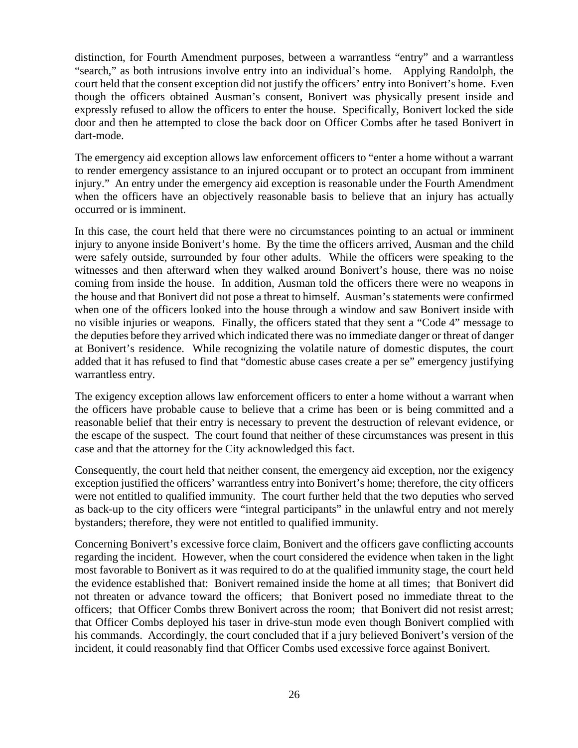distinction, for Fourth Amendment purposes, between a warrantless "entry" and a warrantless "search," as both intrusions involve entry into an individual's home. Applying Randolph, the court held that the consent exception did not justify the officers' entry into Bonivert's home. Even though the officers obtained Ausman's consent, Bonivert was physically present inside and expressly refused to allow the officers to enter the house. Specifically, Bonivert locked the side door and then he attempted to close the back door on Officer Combs after he tased Bonivert in dart-mode.

The emergency aid exception allows law enforcement officers to "enter a home without a warrant to render emergency assistance to an injured occupant or to protect an occupant from imminent injury." An entry under the emergency aid exception is reasonable under the Fourth Amendment when the officers have an objectively reasonable basis to believe that an injury has actually occurred or is imminent.

In this case, the court held that there were no circumstances pointing to an actual or imminent injury to anyone inside Bonivert's home. By the time the officers arrived, Ausman and the child were safely outside, surrounded by four other adults. While the officers were speaking to the witnesses and then afterward when they walked around Bonivert's house, there was no noise coming from inside the house. In addition, Ausman told the officers there were no weapons in the house and that Bonivert did not pose a threat to himself. Ausman's statements were confirmed when one of the officers looked into the house through a window and saw Bonivert inside with no visible injuries or weapons. Finally, the officers stated that they sent a "Code 4" message to the deputies before they arrived which indicated there was no immediate danger or threat of danger at Bonivert's residence. While recognizing the volatile nature of domestic disputes, the court added that it has refused to find that "domestic abuse cases create a per se" emergency justifying warrantless entry.

The exigency exception allows law enforcement officers to enter a home without a warrant when the officers have probable cause to believe that a crime has been or is being committed and a reasonable belief that their entry is necessary to prevent the destruction of relevant evidence, or the escape of the suspect. The court found that neither of these circumstances was present in this case and that the attorney for the City acknowledged this fact.

Consequently, the court held that neither consent, the emergency aid exception, nor the exigency exception justified the officers' warrantless entry into Bonivert's home; therefore, the city officers were not entitled to qualified immunity. The court further held that the two deputies who served as back-up to the city officers were "integral participants" in the unlawful entry and not merely bystanders; therefore, they were not entitled to qualified immunity.

Concerning Bonivert's excessive force claim, Bonivert and the officers gave conflicting accounts regarding the incident. However, when the court considered the evidence when taken in the light most favorable to Bonivert as it was required to do at the qualified immunity stage, the court held the evidence established that: Bonivert remained inside the home at all times; that Bonivert did not threaten or advance toward the officers; that Bonivert posed no immediate threat to the officers; that Officer Combs threw Bonivert across the room; that Bonivert did not resist arrest; that Officer Combs deployed his taser in drive-stun mode even though Bonivert complied with his commands. Accordingly, the court concluded that if a jury believed Bonivert's version of the incident, it could reasonably find that Officer Combs used excessive force against Bonivert.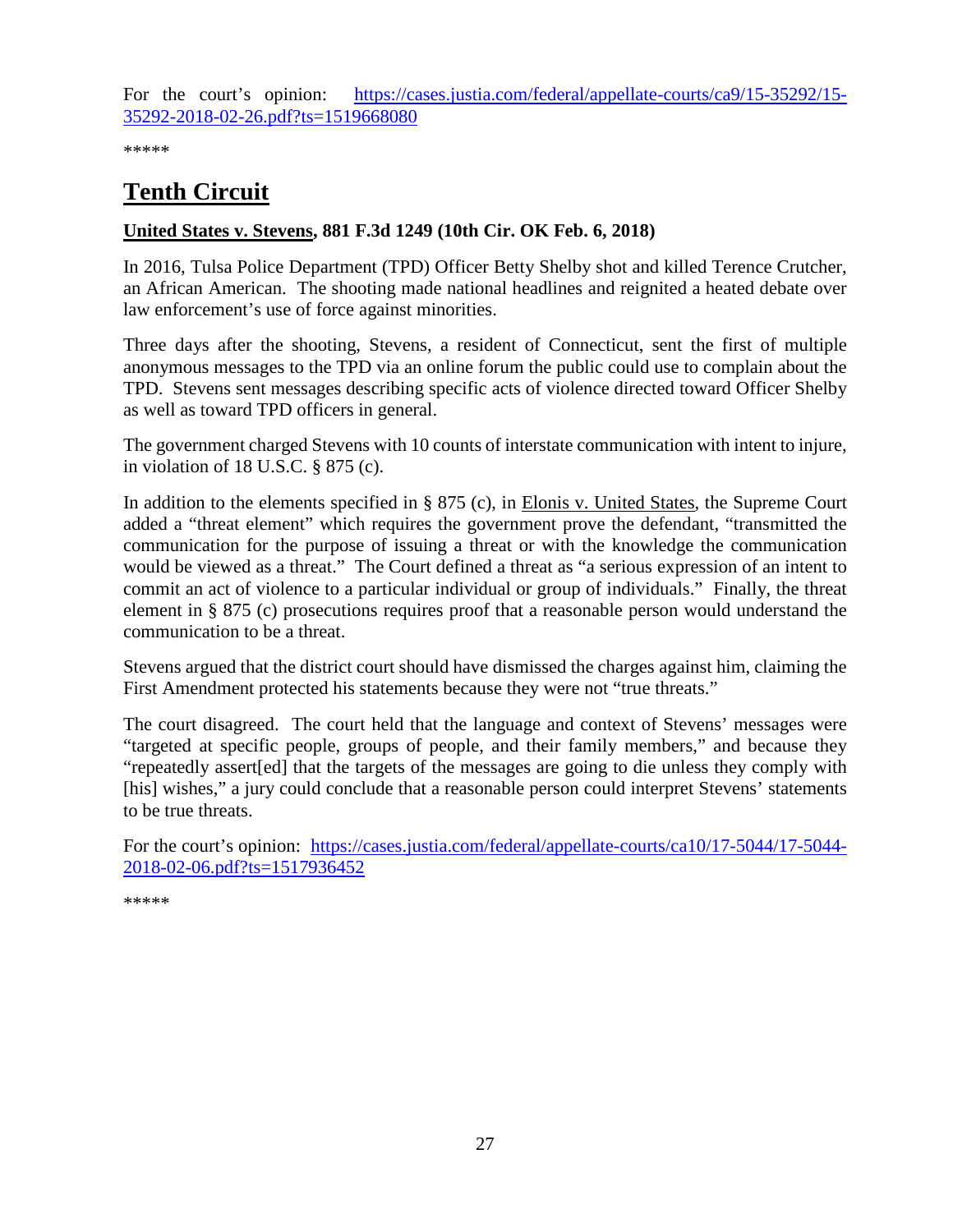For the court's opinion: [https://cases.justia.com/federal/appellate-courts/ca9/15-35292/15-35292-2018-02-26.pdf?ts=1519668080](https://cases.justia.com/federal/appellate-courts/ca9/15-35292/15-35292-2018-02-26.pdf?ts=1519668080)

*****

## Tenth Circuit

### United States v. Stevens, 881 F.3d 1249 (10th Cir. OK Feb. 6, 2018)

In 2016, Tulsa Police Department (TPD) Officer Betty Shelby shot and killed Terence Crutcher, an African American. The shooting made national headlines and reignited a heated debate over law enforcement's use of force against minorities.

Three days after the shooting, Stevens, a resident of Connecticut, sent the first of multiple anonymous messages to the TPD via an online forum the public could use to complain about the TPD. Stevens sent messages describing specific acts of violence directed toward Officer Shelby as well as toward TPD officers in general.

The government charged Stevens with 10 counts of interstate communication with intent to injure, in violation of 18 U.S.C. § 875 (c).

In addition to the elements specified in § 875 (c), in Elonis v. United States, the Supreme Court added a "threat element" which requires the government prove the defendant, "transmitted the communication for the purpose of issuing a threat or with the knowledge the communication would be viewed as a threat." The Court defined a threat as "a serious expression of an intent to commit an act of violence to a particular individual or group of individuals." Finally, the threat element in § 875 (c) prosecutions requires proof that a reasonable person would understand the communication to be a threat.

Stevens argued that the district court should have dismissed the charges against him, claiming the First Amendment protected his statements because they were not "true threats."

The court disagreed. The court held that the language and context of Stevens' messages were "targeted at specific people, groups of people, and their family members," and because they "repeatedly assert[ed] that the targets of the messages are going to die unless they comply with [his] wishes," a jury could conclude that a reasonable person could interpret Stevens' statements to be true threats.

For the court's opinion: [https://cases.justia.com/federal/appellate-courts/ca10/17-5044/17-5044-2018-02-06.pdf?ts=1517936452](https://cases.justia.com/federal/appellate-courts/ca10/17-5044/17-5044-2018-02-06.pdf?ts=1517936452)

*****